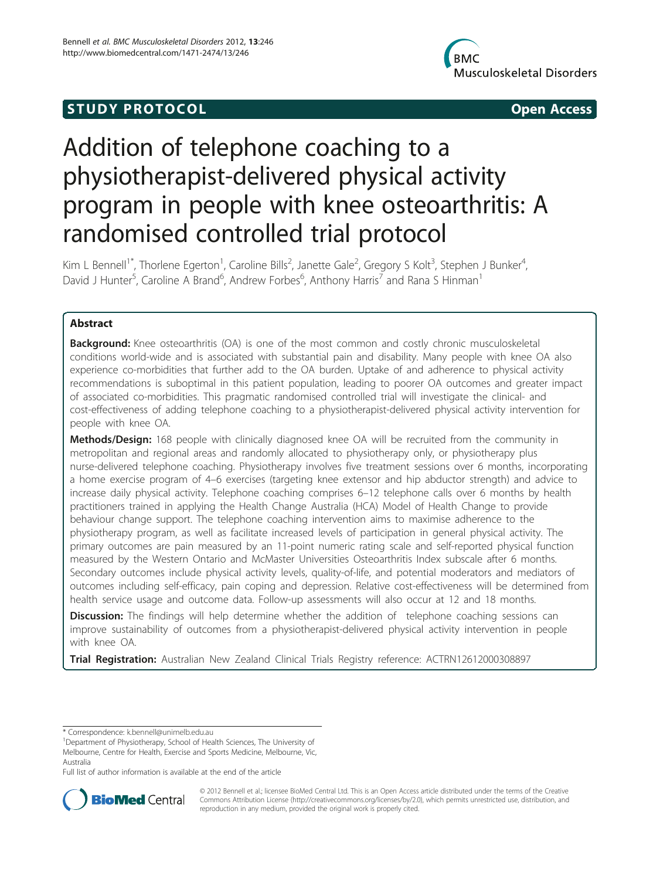STUDY PROTOCOL | Open Access

# Addition of telephone coaching to a physiotherapist-delivered physical activity program in people with knee osteoarthritis: A randomised controlled trial protocol

Kim L Bennell[1*], Thorlene Egerton[1], Caroline Bills[2], Janette Gale[2], Gregory S Kolt[3], Stephen J Bunker[4], David J Hunter[5], Caroline A Brand[6], Andrew Forbes[6], Anthony Harris[7] and Rana S Hinman[1]

## Abstract

**Background:** Knee osteoarthritis (OA) is one of the most common and costly chronic musculoskeletal conditions world-wide and is associated with substantial pain and disability. Many people with knee OA also experience co-morbidities that further add to the OA burden. Uptake of and adherence to physical activity recommendations is suboptimal in this patient population, leading to poorer OA outcomes and greater impact of associated co-morbidities. This pragmatic randomised controlled trial will investigate the clinical- and cost-effectiveness of adding telephone coaching to a physiotherapist-delivered physical activity intervention for people with knee OA.

**Methods/Design:** 168 people with clinically diagnosed knee OA will be recruited from the community in metropolitan and regional areas and randomly allocated to physiotherapy only, or physiotherapy plus nurse-delivered telephone coaching. Physiotherapy involves five treatment sessions over 6 months, incorporating a home exercise program of 4–6 exercises (targeting knee extensor and hip abductor strength) and advice to increase daily physical activity. Telephone coaching comprises 6–12 telephone calls over 6 months by health practitioners trained in applying the Health Change Australia (HCA) Model of Health Change to provide behaviour change support. The telephone coaching intervention aims to maximise adherence to the physiotherapy program, as well as facilitate increased levels of participation in general physical activity. The primary outcomes are pain measured by an 11-point numeric rating scale and self-reported physical function measured by the Western Ontario and McMaster Universities Osteoarthritis Index subscale after 6 months. Secondary outcomes include physical activity levels, quality-of-life, and potential moderators and mediators of outcomes including self-efficacy, pain coping and depression. Relative cost-effectiveness will be determined from health service usage and outcome data. Follow-up assessments will also occur at 12 and 18 months.

**Discussion:** The findings will help determine whether the addition of telephone coaching sessions can improve sustainability of outcomes from a physiotherapist-delivered physical activity intervention in people with knee OA.

**Trial Registration:** Australian New Zealand Clinical Trials Registry reference: ACTRN12612000308897

* Correspondence: k.bennell@unimelb.edu.au
[1]Department of Physiotherapy, School of Health Sciences, The University of Melbourne, Centre for Health, Exercise and Sports Medicine, Melbourne, Vic, Australia
Full list of author information is available at the end of the article

© 2012 Bennell et al.; licensee BioMed Central Ltd. This is an Open Access article distributed under the terms of the Creative Commons Attribution License (http://creativecommons.org/licenses/by/2.0), which permits unrestricted use, distribution, and reproduction in any medium, provided the original work is properly cited.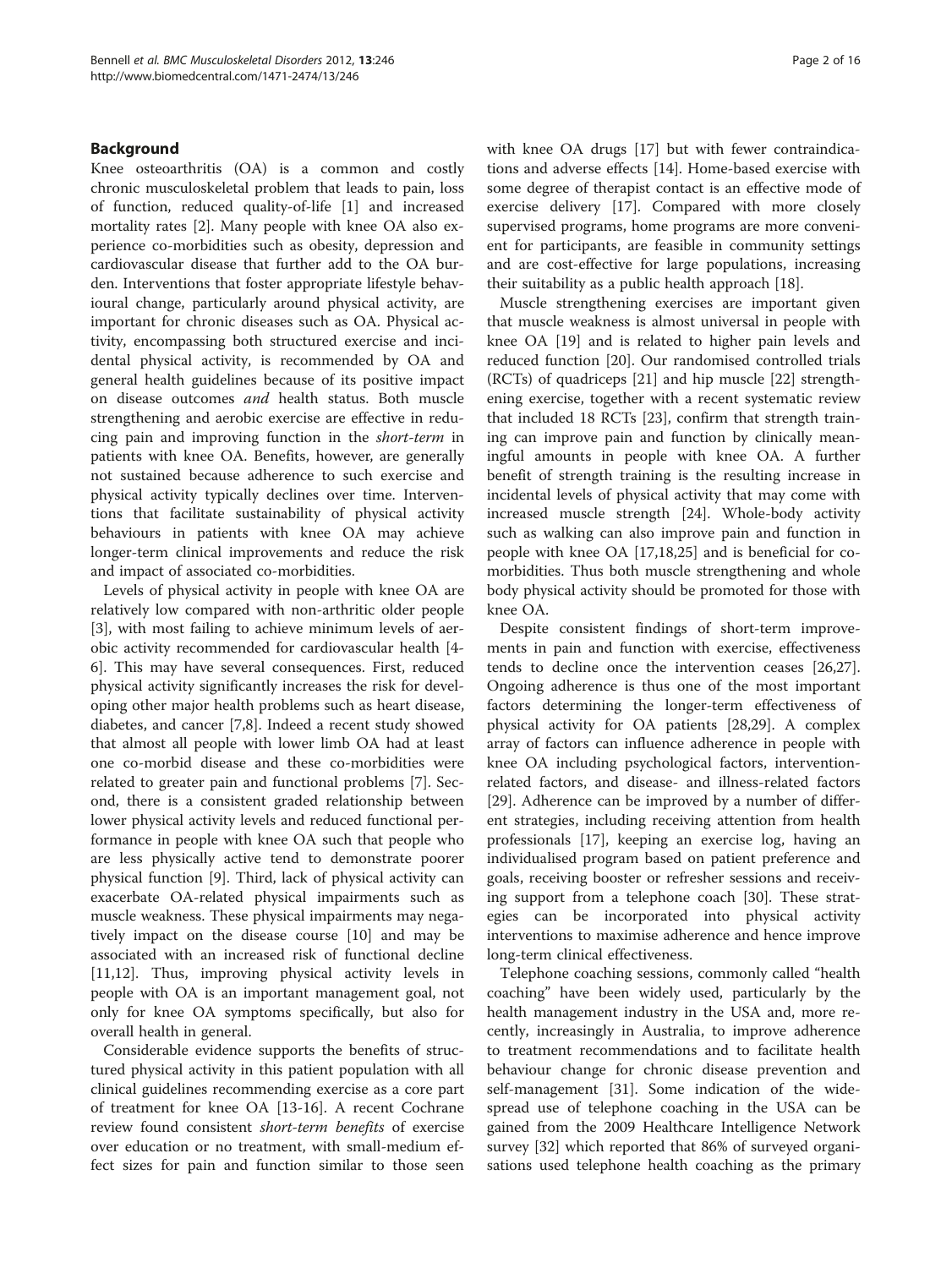## Background

Knee osteoarthritis (OA) is a common and costly chronic musculoskeletal problem that leads to pain, loss of function, reduced quality-of-life [1] and increased mortality rates [2]. Many people with knee OA also experience co-morbidities such as obesity, depression and cardiovascular disease that further add to the OA burden. Interventions that foster appropriate lifestyle behavioural change, particularly around physical activity, are important for chronic diseases such as OA. Physical activity, encompassing both structured exercise and incidental physical activity, is recommended by OA and general health guidelines because of its positive impact on disease outcomes *and* health status. Both muscle strengthening and aerobic exercise are effective in reducing pain and improving function in the *short-term* in patients with knee OA. Benefits, however, are generally not sustained because adherence to such exercise and physical activity typically declines over time. Interventions that facilitate sustainability of physical activity behaviours in patients with knee OA may achieve longer-term clinical improvements and reduce the risk and impact of associated co-morbidities.

Levels of physical activity in people with knee OA are relatively low compared with non-arthritic older people [3], with most failing to achieve minimum levels of aerobic activity recommended for cardiovascular health [4-6]. This may have several consequences. First, reduced physical activity significantly increases the risk for developing other major health problems such as heart disease, diabetes, and cancer [7,8]. Indeed a recent study showed that almost all people with lower limb OA had at least one co-morbid disease and these co-morbidities were related to greater pain and functional problems [7]. Second, there is a consistent graded relationship between lower physical activity levels and reduced functional performance in people with knee OA such that people who are less physically active tend to demonstrate poorer physical function [9]. Third, lack of physical activity can exacerbate OA-related physical impairments such as muscle weakness. These physical impairments may negatively impact on the disease course [10] and may be associated with an increased risk of functional decline [11,12]. Thus, improving physical activity levels in people with OA is an important management goal, not only for knee OA symptoms specifically, but also for overall health in general.

Considerable evidence supports the benefits of structured physical activity in this patient population with all clinical guidelines recommending exercise as a core part of treatment for knee OA [13-16]. A recent Cochrane review found consistent *short-term benefits* of exercise over education or no treatment, with small-medium effect sizes for pain and function similar to those seen with knee OA drugs [17] but with fewer contraindications and adverse effects [14]. Home-based exercise with some degree of therapist contact is an effective mode of exercise delivery [17]. Compared with more closely supervised programs, home programs are more convenient for participants, are feasible in community settings and are cost-effective for large populations, increasing their suitability as a public health approach [18].

Muscle strengthening exercises are important given that muscle weakness is almost universal in people with knee OA [19] and is related to higher pain levels and reduced function [20]. Our randomised controlled trials (RCTs) of quadriceps [21] and hip muscle [22] strengthening exercise, together with a recent systematic review that included 18 RCTs [23], confirm that strength training can improve pain and function by clinically meaningful amounts in people with knee OA. A further benefit of strength training is the resulting increase in incidental levels of physical activity that may come with increased muscle strength [24]. Whole-body activity such as walking can also improve pain and function in people with knee OA [17,18,25] and is beneficial for co-morbidities. Thus both muscle strengthening and whole body physical activity should be promoted for those with knee OA.

Despite consistent findings of short-term improvements in pain and function with exercise, effectiveness tends to decline once the intervention ceases [26,27]. Ongoing adherence is thus one of the most important factors determining the longer-term effectiveness of physical activity for OA patients [28,29]. A complex array of factors can influence adherence in people with knee OA including psychological factors, intervention-related factors, and disease- and illness-related factors [29]. Adherence can be improved by a number of different strategies, including receiving attention from health professionals [17], keeping an exercise log, having an individualised program based on patient preference and goals, receiving booster or refresher sessions and receiving support from a telephone coach [30]. These strategies can be incorporated into physical activity interventions to maximise adherence and hence improve long-term clinical effectiveness.

Telephone coaching sessions, commonly called "health coaching" have been widely used, particularly by the health management industry in the USA and, more recently, increasingly in Australia, to improve adherence to treatment recommendations and to facilitate health behaviour change for chronic disease prevention and self-management [31]. Some indication of the widespread use of telephone coaching in the USA can be gained from the 2009 Healthcare Intelligence Network survey [32] which reported that 86% of surveyed organisations used telephone health coaching as the primary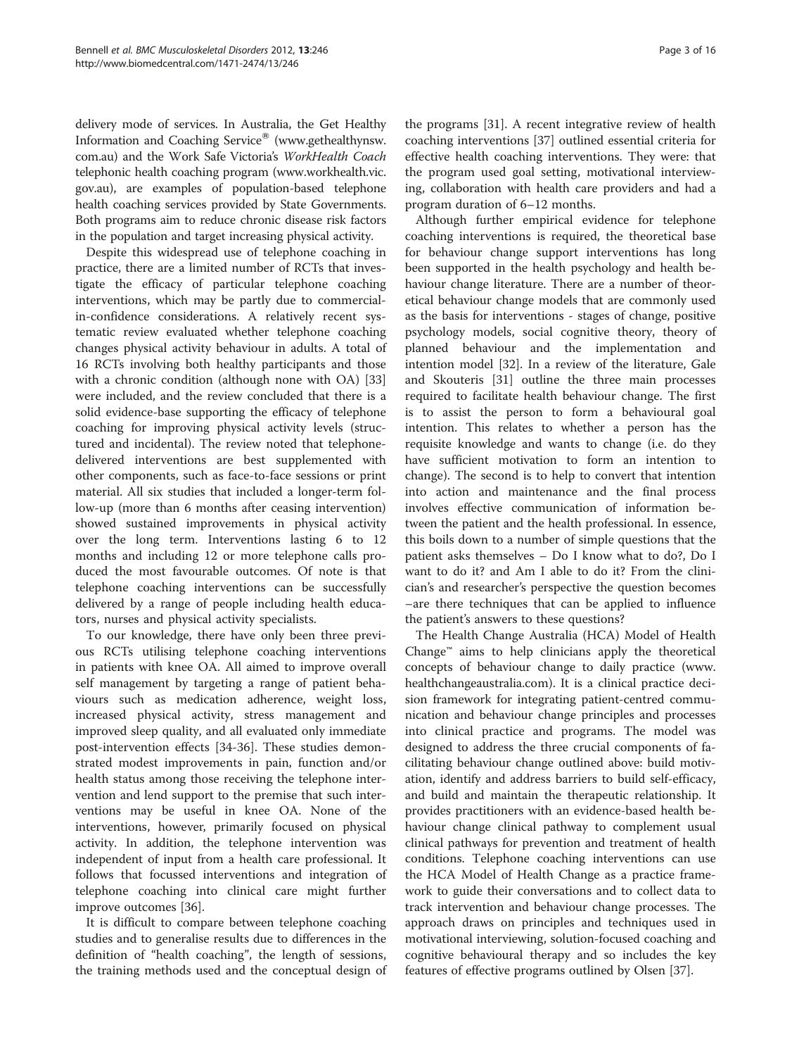delivery mode of services. In Australia, the Get Healthy Information and Coaching Service® (www.gethealthynsw.com.au) and the Work Safe Victoria's *WorkHealth Coach* telephonic health coaching program (www.workhealth.vic.gov.au), are examples of population-based telephone health coaching services provided by State Governments. Both programs aim to reduce chronic disease risk factors in the population and target increasing physical activity.

Despite this widespread use of telephone coaching in practice, there are a limited number of RCTs that investigate the efficacy of particular telephone coaching interventions, which may be partly due to commercial-in-confidence considerations. A relatively recent systematic review evaluated whether telephone coaching changes physical activity behaviour in adults. A total of 16 RCTs involving both healthy participants and those with a chronic condition (although none with OA) [33] were included, and the review concluded that there is a solid evidence-base supporting the efficacy of telephone coaching for improving physical activity levels (structured and incidental). The review noted that telephone-delivered interventions are best supplemented with other components, such as face-to-face sessions or print material. All six studies that included a longer-term follow-up (more than 6 months after ceasing intervention) showed sustained improvements in physical activity over the long term. Interventions lasting 6 to 12 months and including 12 or more telephone calls produced the most favourable outcomes. Of note is that telephone coaching interventions can be successfully delivered by a range of people including health educators, nurses and physical activity specialists.

To our knowledge, there have only been three previous RCTs utilising telephone coaching interventions in patients with knee OA. All aimed to improve overall self management by targeting a range of patient behaviours such as medication adherence, weight loss, increased physical activity, stress management and improved sleep quality, and all evaluated only immediate post-intervention effects [34-36]. These studies demonstrated modest improvements in pain, function and/or health status among those receiving the telephone intervention and lend support to the premise that such interventions may be useful in knee OA. None of the interventions, however, primarily focused on physical activity. In addition, the telephone intervention was independent of input from a health care professional. It follows that focussed interventions and integration of telephone coaching into clinical care might further improve outcomes [36].

It is difficult to compare between telephone coaching studies and to generalise results due to differences in the definition of "health coaching", the length of sessions, the training methods used and the conceptual design of the programs [31]. A recent integrative review of health coaching interventions [37] outlined essential criteria for effective health coaching interventions. They were: that the program used goal setting, motivational interviewing, collaboration with health care providers and had a program duration of 6–12 months.

Although further empirical evidence for telephone coaching interventions is required, the theoretical base for behaviour change support interventions has long been supported in the health psychology and health behaviour change literature. There are a number of theoretical behaviour change models that are commonly used as the basis for interventions - stages of change, positive psychology models, social cognitive theory, theory of planned behaviour and the implementation and intention model [32]. In a review of the literature, Gale and Skouteris [31] outline the three main processes required to facilitate health behaviour change. The first is to assist the person to form a behavioural goal intention. This relates to whether a person has the requisite knowledge and wants to change (i.e. do they have sufficient motivation to form an intention to change). The second is to help to convert that intention into action and maintenance and the final process involves effective communication of information between the patient and the health professional. In essence, this boils down to a number of simple questions that the patient asks themselves – Do I know what to do?, Do I want to do it? and Am I able to do it? From the clinician's and researcher's perspective the question becomes –are there techniques that can be applied to influence the patient's answers to these questions?

The Health Change Australia (HCA) Model of Health Change™ aims to help clinicians apply the theoretical concepts of behaviour change to daily practice (www.healthchangeaustralia.com). It is a clinical practice decision framework for integrating patient-centred communication and behaviour change principles and processes into clinical practice and programs. The model was designed to address the three crucial components of facilitating behaviour change outlined above: build motivation, identify and address barriers to build self-efficacy, and build and maintain the therapeutic relationship. It provides practitioners with an evidence-based health behaviour change clinical pathway to complement usual clinical pathways for prevention and treatment of health conditions. Telephone coaching interventions can use the HCA Model of Health Change as a practice framework to guide their conversations and to collect data to track intervention and behaviour change processes. The approach draws on principles and techniques used in motivational interviewing, solution-focused coaching and cognitive behavioural therapy and so includes the key features of effective programs outlined by Olsen [37].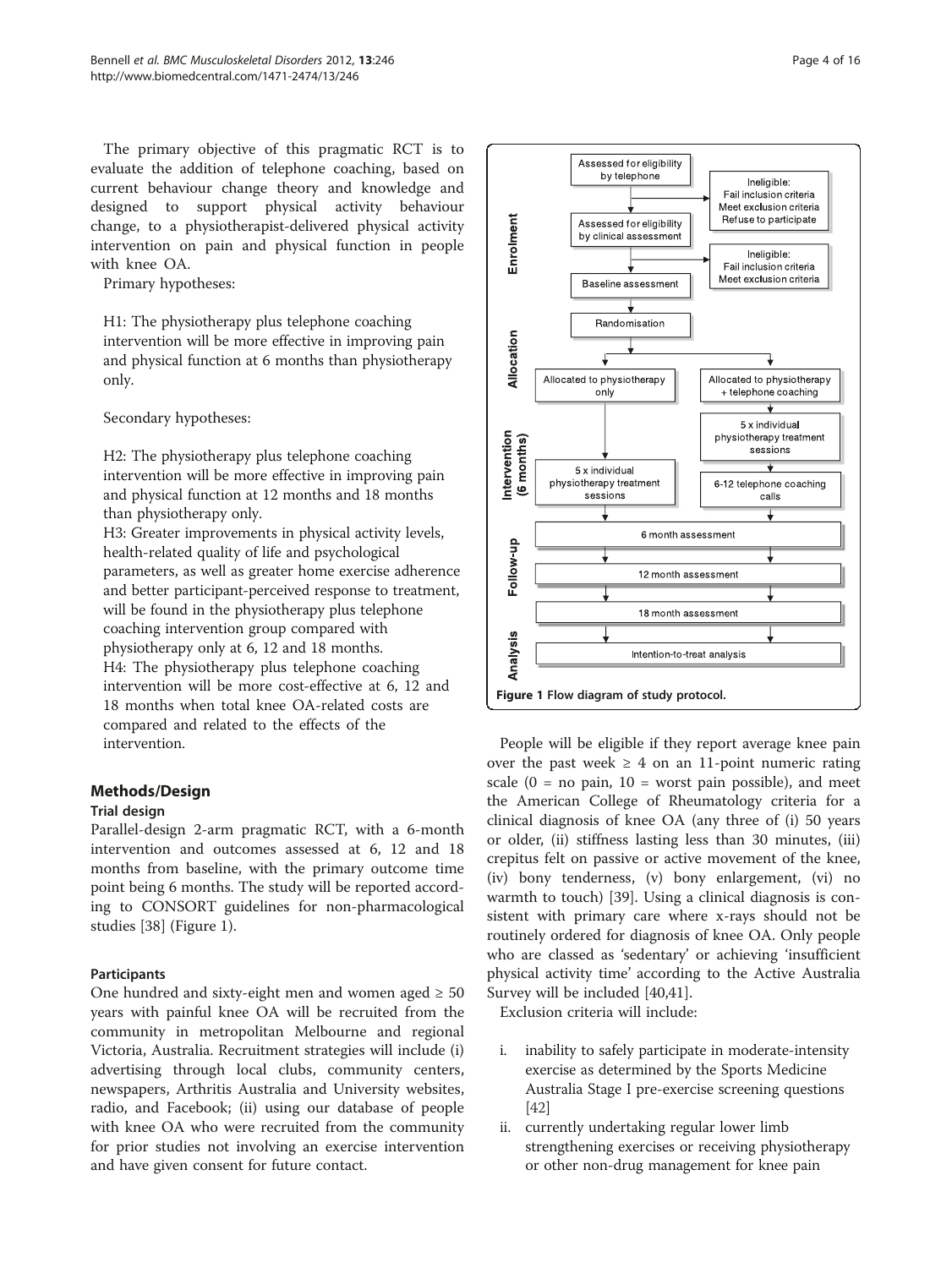The primary objective of this pragmatic RCT is to evaluate the addition of telephone coaching, based on current behaviour change theory and knowledge and designed to support physical activity behaviour change, to a physiotherapist-delivered physical activity intervention on pain and physical function in people with knee OA.

Primary hypotheses:

H1: The physiotherapy plus telephone coaching intervention will be more effective in improving pain and physical function at 6 months than physiotherapy only.

Secondary hypotheses:

H2: The physiotherapy plus telephone coaching intervention will be more effective in improving pain and physical function at 12 months and 18 months than physiotherapy only.
H3: Greater improvements in physical activity levels, health-related quality of life and psychological parameters, as well as greater home exercise adherence and better participant-perceived response to treatment, will be found in the physiotherapy plus telephone coaching intervention group compared with physiotherapy only at 6, 12 and 18 months.
H4: The physiotherapy plus telephone coaching intervention will be more cost-effective at 6, 12 and 18 months when total knee OA-related costs are compared and related to the effects of the intervention.

## Methods/Design

### Trial design

Parallel-design 2-arm pragmatic RCT, with a 6-month intervention and outcomes assessed at 6, 12 and 18 months from baseline, with the primary outcome time point being 6 months. The study will be reported according to CONSORT guidelines for non-pharmacological studies [38] (Figure 1).

**Figure 1 Flow diagram of study protocol.**

### Participants

One hundred and sixty-eight men and women aged ≥ 50 years with painful knee OA will be recruited from the community in metropolitan Melbourne and regional Victoria, Australia. Recruitment strategies will include (i) advertising through local clubs, community centers, newspapers, Arthritis Australia and University websites, radio, and Facebook; (ii) using our database of people with knee OA who were recruited from the community for prior studies not involving an exercise intervention and have given consent for future contact.

People will be eligible if they report average knee pain over the past week ≥ 4 on an 11-point numeric rating scale (0 = no pain, 10 = worst pain possible), and meet the American College of Rheumatology criteria for a clinical diagnosis of knee OA (any three of (i) 50 years or older, (ii) stiffness lasting less than 30 minutes, (iii) crepitus felt on passive or active movement of the knee, (iv) bony tenderness, (v) bony enlargement, (vi) no warmth to touch) [39]. Using a clinical diagnosis is consistent with primary care where x-rays should not be routinely ordered for diagnosis of knee OA. Only people who are classed as 'sedentary' or achieving 'insufficient physical activity time' according to the Active Australia Survey will be included [40,41].

Exclusion criteria will include:

i. inability to safely participate in moderate-intensity exercise as determined by the Sports Medicine Australia Stage I pre-exercise screening questions [42]
ii. currently undertaking regular lower limb strengthening exercises or receiving physiotherapy or other non-drug management for knee pain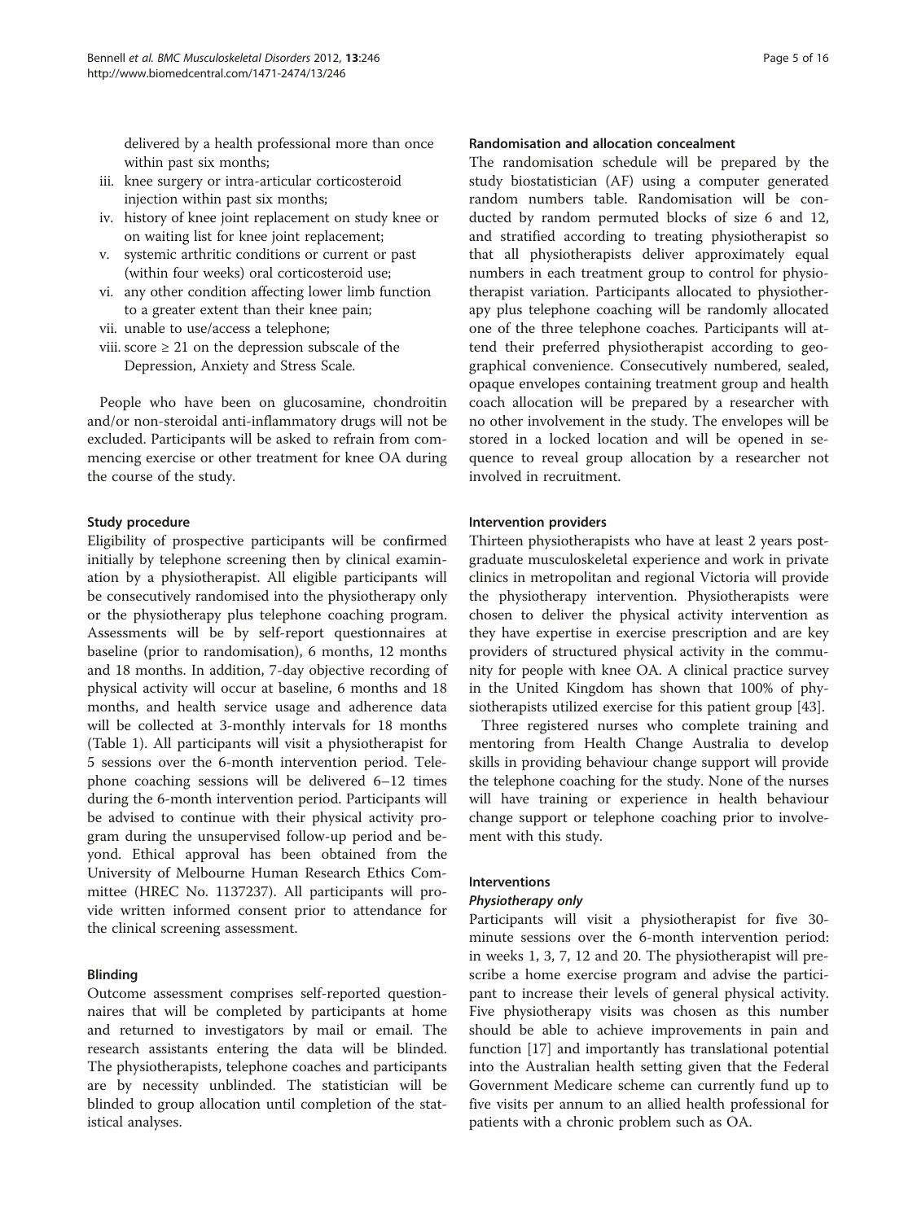delivered by a health professional more than once within past six months;

iii. knee surgery or intra-articular corticosteroid injection within past six months;
iv. history of knee joint replacement on study knee or on waiting list for knee joint replacement;
v. systemic arthritic conditions or current or past (within four weeks) oral corticosteroid use;
vi. any other condition affecting lower limb function to a greater extent than their knee pain;
vii. unable to use/access a telephone;
viii. score ≥ 21 on the depression subscale of the Depression, Anxiety and Stress Scale.

People who have been on glucosamine, chondroitin and/or non-steroidal anti-inflammatory drugs will not be excluded. Participants will be asked to refrain from commencing exercise or other treatment for knee OA during the course of the study.

### Study procedure

Eligibility of prospective participants will be confirmed initially by telephone screening then by clinical examination by a physiotherapist. All eligible participants will be consecutively randomised into the physiotherapy only or the physiotherapy plus telephone coaching program. Assessments will be by self-report questionnaires at baseline (prior to randomisation), 6 months, 12 months and 18 months. In addition, 7-day objective recording of physical activity will occur at baseline, 6 months and 18 months, and health service usage and adherence data will be collected at 3-monthly intervals for 18 months (Table 1). All participants will visit a physiotherapist for 5 sessions over the 6-month intervention period. Telephone coaching sessions will be delivered 6–12 times during the 6-month intervention period. Participants will be advised to continue with their physical activity program during the unsupervised follow-up period and beyond. Ethical approval has been obtained from the University of Melbourne Human Research Ethics Committee (HREC No. 1137237). All participants will provide written informed consent prior to attendance for the clinical screening assessment.

### Blinding

Outcome assessment comprises self-reported questionnaires that will be completed by participants at home and returned to investigators by mail or email. The research assistants entering the data will be blinded. The physiotherapists, telephone coaches and participants are by necessity unblinded. The statistician will be blinded to group allocation until completion of the statistical analyses.

### Randomisation and allocation concealment

The randomisation schedule will be prepared by the study biostatistician (AF) using a computer generated random numbers table. Randomisation will be conducted by random permuted blocks of size 6 and 12, and stratified according to treating physiotherapist so that all physiotherapists deliver approximately equal numbers in each treatment group to control for physiotherapist variation. Participants allocated to physiotherapy plus telephone coaching will be randomly allocated one of the three telephone coaches. Participants will attend their preferred physiotherapist according to geographical convenience. Consecutively numbered, sealed, opaque envelopes containing treatment group and health coach allocation will be prepared by a researcher with no other involvement in the study. The envelopes will be stored in a locked location and will be opened in sequence to reveal group allocation by a researcher not involved in recruitment.

### Intervention providers

Thirteen physiotherapists who have at least 2 years postgraduate musculoskeletal experience and work in private clinics in metropolitan and regional Victoria will provide the physiotherapy intervention. Physiotherapists were chosen to deliver the physical activity intervention as they have expertise in exercise prescription and are key providers of structured physical activity in the community for people with knee OA. A clinical practice survey in the United Kingdom has shown that 100% of physiotherapists utilized exercise for this patient group [43].

Three registered nurses who complete training and mentoring from Health Change Australia to develop skills in providing behaviour change support will provide the telephone coaching for the study. None of the nurses will have training or experience in health behaviour change support or telephone coaching prior to involvement with this study.

### Interventions

#### *Physiotherapy only*

Participants will visit a physiotherapist for five 30-minute sessions over the 6-month intervention period: in weeks 1, 3, 7, 12 and 20. The physiotherapist will prescribe a home exercise program and advise the participant to increase their levels of general physical activity. Five physiotherapy visits was chosen as this number should be able to achieve improvements in pain and function [17] and importantly has translational potential into the Australian health setting given that the Federal Government Medicare scheme can currently fund up to five visits per annum to an allied health professional for patients with a chronic problem such as OA.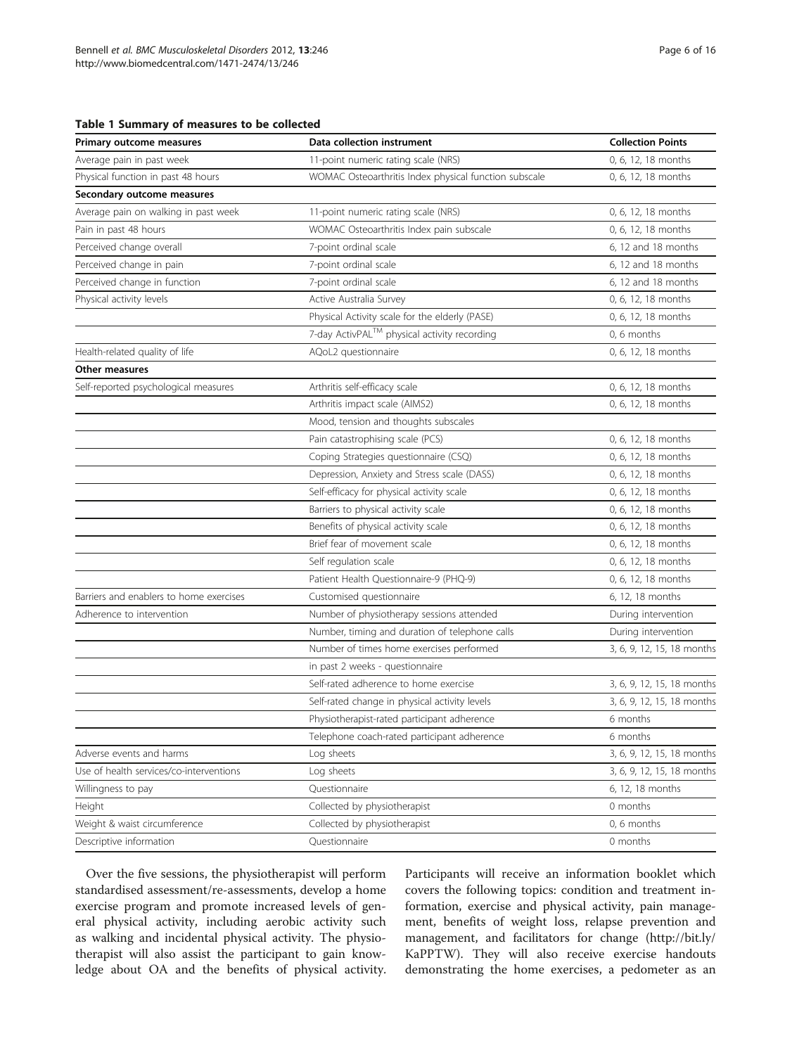**Table 1 Summary of measures to be collected**

| Primary outcome measures | Data collection instrument | Collection Points |
|---|---|---|
| Average pain in past week | 11-point numeric rating scale (NRS) | 0, 6, 12, 18 months |
| Physical function in past 48 hours | WOMAC Osteoarthritis Index physical function subscale | 0, 6, 12, 18 months |
| **Secondary outcome measures** | | |
| Average pain on walking in past week | 11-point numeric rating scale (NRS) | 0, 6, 12, 18 months |
| Pain in past 48 hours | WOMAC Osteoarthritis Index pain subscale | 0, 6, 12, 18 months |
| Perceived change overall | 7-point ordinal scale | 6, 12 and 18 months |
| Perceived change in pain | 7-point ordinal scale | 6, 12 and 18 months |
| Perceived change in function | 7-point ordinal scale | 6, 12 and 18 months |
| Physical activity levels | Active Australia Survey | 0, 6, 12, 18 months |
| | Physical Activity scale for the elderly (PASE) | 0, 6, 12, 18 months |
| | 7-day ActivPAL™ physical activity recording | 0, 6 months |
| Health-related quality of life | AQoL2 questionnaire | 0, 6, 12, 18 months |
| **Other measures** | | |
| Self-reported psychological measures | Arthritis self-efficacy scale | 0, 6, 12, 18 months |
| | Arthritis impact scale (AIMS2) | 0, 6, 12, 18 months |
| | Mood, tension and thoughts subscales | |
| | Pain catastrophising scale (PCS) | 0, 6, 12, 18 months |
| | Coping Strategies questionnaire (CSQ) | 0, 6, 12, 18 months |
| | Depression, Anxiety and Stress scale (DASS) | 0, 6, 12, 18 months |
| | Self-efficacy for physical activity scale | 0, 6, 12, 18 months |
| | Barriers to physical activity scale | 0, 6, 12, 18 months |
| | Benefits of physical activity scale | 0, 6, 12, 18 months |
| | Brief fear of movement scale | 0, 6, 12, 18 months |
| | Self regulation scale | 0, 6, 12, 18 months |
| | Patient Health Questionnaire-9 (PHQ-9) | 0, 6, 12, 18 months |
| Barriers and enablers to home exercises | Customised questionnaire | 6, 12, 18 months |
| Adherence to intervention | Number of physiotherapy sessions attended | During intervention |
| | Number, timing and duration of telephone calls | During intervention |
| | Number of times home exercises performed | 3, 6, 9, 12, 15, 18 months |
| | in past 2 weeks - questionnaire | |
| | Self-rated adherence to home exercise | 3, 6, 9, 12, 15, 18 months |
| | Self-rated change in physical activity levels | 3, 6, 9, 12, 15, 18 months |
| | Physiotherapist-rated participant adherence | 6 months |
| | Telephone coach-rated participant adherence | 6 months |
| Adverse events and harms | Log sheets | 3, 6, 9, 12, 15, 18 months |
| Use of health services/co-interventions | Log sheets | 3, 6, 9, 12, 15, 18 months |
| Willingness to pay | Questionnaire | 6, 12, 18 months |
| Height | Collected by physiotherapist | 0 months |
| Weight & waist circumference | Collected by physiotherapist | 0, 6 months |
| Descriptive information | Questionnaire | 0 months |

Over the five sessions, the physiotherapist will perform standardised assessment/re-assessments, develop a home exercise program and promote increased levels of general physical activity, including aerobic activity such as walking and incidental physical activity. The physiotherapist will also assist the participant to gain knowledge about OA and the benefits of physical activity. Participants will receive an information booklet which covers the following topics: condition and treatment information, exercise and physical activity, pain management, benefits of weight loss, relapse prevention and management, and facilitators for change (http://bit.ly/KaPPTW). They will also receive exercise handouts demonstrating the home exercises, a pedometer as an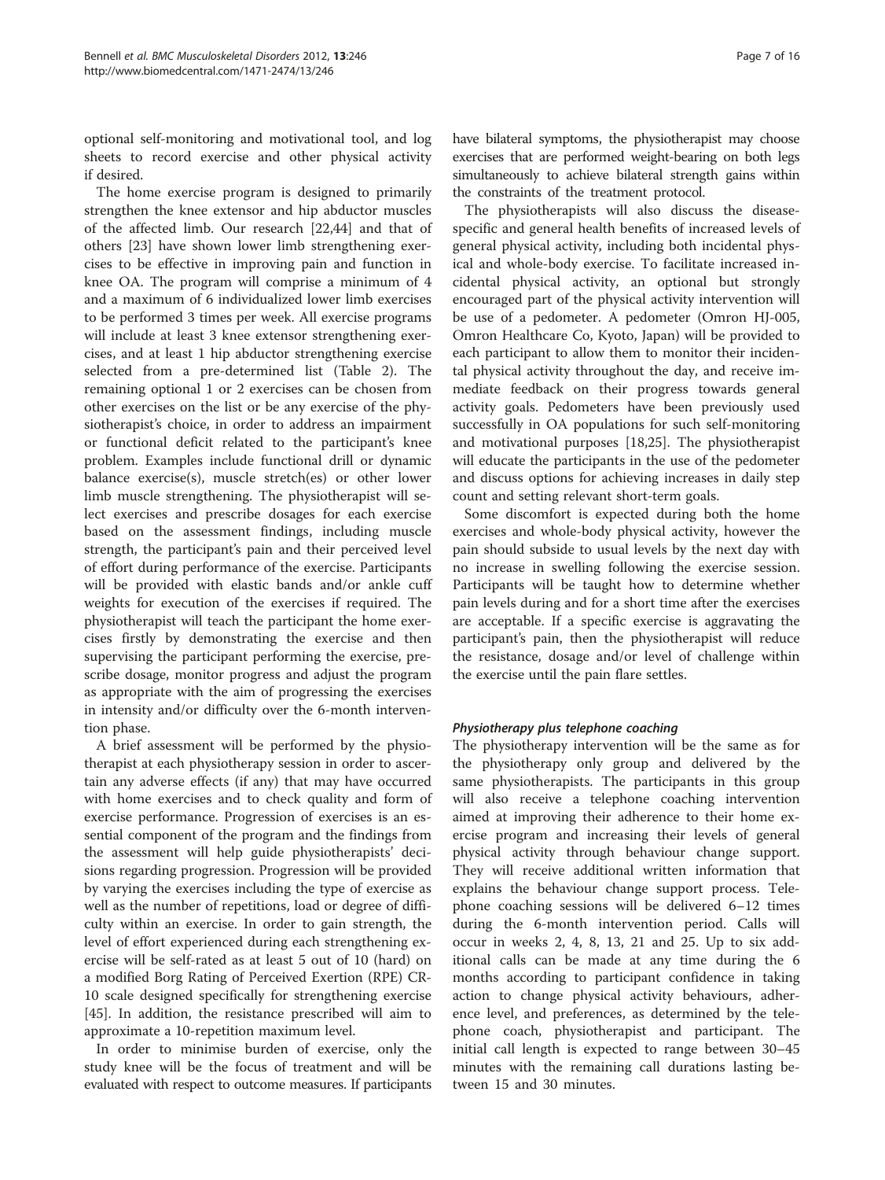optional self-monitoring and motivational tool, and log sheets to record exercise and other physical activity if desired.

The home exercise program is designed to primarily strengthen the knee extensor and hip abductor muscles of the affected limb. Our research [22,44] and that of others [23] have shown lower limb strengthening exercises to be effective in improving pain and function in knee OA. The program will comprise a minimum of 4 and a maximum of 6 individualized lower limb exercises to be performed 3 times per week. All exercise programs will include at least 3 knee extensor strengthening exercises, and at least 1 hip abductor strengthening exercise selected from a pre-determined list (Table 2). The remaining optional 1 or 2 exercises can be chosen from other exercises on the list or be any exercise of the physiotherapist's choice, in order to address an impairment or functional deficit related to the participant's knee problem. Examples include functional drill or dynamic balance exercise(s), muscle stretch(es) or other lower limb muscle strengthening. The physiotherapist will select exercises and prescribe dosages for each exercise based on the assessment findings, including muscle strength, the participant's pain and their perceived level of effort during performance of the exercise. Participants will be provided with elastic bands and/or ankle cuff weights for execution of the exercises if required. The physiotherapist will teach the participant the home exercises firstly by demonstrating the exercise and then supervising the participant performing the exercise, prescribe dosage, monitor progress and adjust the program as appropriate with the aim of progressing the exercises in intensity and/or difficulty over the 6-month intervention phase.

A brief assessment will be performed by the physiotherapist at each physiotherapy session in order to ascertain any adverse effects (if any) that may have occurred with home exercises and to check quality and form of exercise performance. Progression of exercises is an essential component of the program and the findings from the assessment will help guide physiotherapists' decisions regarding progression. Progression will be provided by varying the exercises including the type of exercise as well as the number of repetitions, load or degree of difficulty within an exercise. In order to gain strength, the level of effort experienced during each strengthening exercise will be self-rated as at least 5 out of 10 (hard) on a modified Borg Rating of Perceived Exertion (RPE) CR-10 scale designed specifically for strengthening exercise [45]. In addition, the resistance prescribed will aim to approximate a 10-repetition maximum level.

In order to minimise burden of exercise, only the study knee will be the focus of treatment and will be evaluated with respect to outcome measures. If participants have bilateral symptoms, the physiotherapist may choose exercises that are performed weight-bearing on both legs simultaneously to achieve bilateral strength gains within the constraints of the treatment protocol.

The physiotherapists will also discuss the disease-specific and general health benefits of increased levels of general physical activity, including both incidental physical and whole-body exercise. To facilitate increased incidental physical activity, an optional but strongly encouraged part of the physical activity intervention will be use of a pedometer. A pedometer (Omron HJ-005, Omron Healthcare Co, Kyoto, Japan) will be provided to each participant to allow them to monitor their incidental physical activity throughout the day, and receive immediate feedback on their progress towards general activity goals. Pedometers have been previously used successfully in OA populations for such self-monitoring and motivational purposes [18,25]. The physiotherapist will educate the participants in the use of the pedometer and discuss options for achieving increases in daily step count and setting relevant short-term goals.

Some discomfort is expected during both the home exercises and whole-body physical activity, however the pain should subside to usual levels by the next day with no increase in swelling following the exercise session. Participants will be taught how to determine whether pain levels during and for a short time after the exercises are acceptable. If a specific exercise is aggravating the participant's pain, then the physiotherapist will reduce the resistance, dosage and/or level of challenge within the exercise until the pain flare settles.

#### *Physiotherapy plus telephone coaching*

The physiotherapy intervention will be the same as for the physiotherapy only group and delivered by the same physiotherapists. The participants in this group will also receive a telephone coaching intervention aimed at improving their adherence to their home exercise program and increasing their levels of general physical activity through behaviour change support. They will receive additional written information that explains the behaviour change support process. Telephone coaching sessions will be delivered 6–12 times during the 6-month intervention period. Calls will occur in weeks 2, 4, 8, 13, 21 and 25. Up to six additional calls can be made at any time during the 6 months according to participant confidence in taking action to change physical activity behaviours, adherence level, and preferences, as determined by the telephone coach, physiotherapist and participant. The initial call length is expected to range between 30–45 minutes with the remaining call durations lasting between 15 and 30 minutes.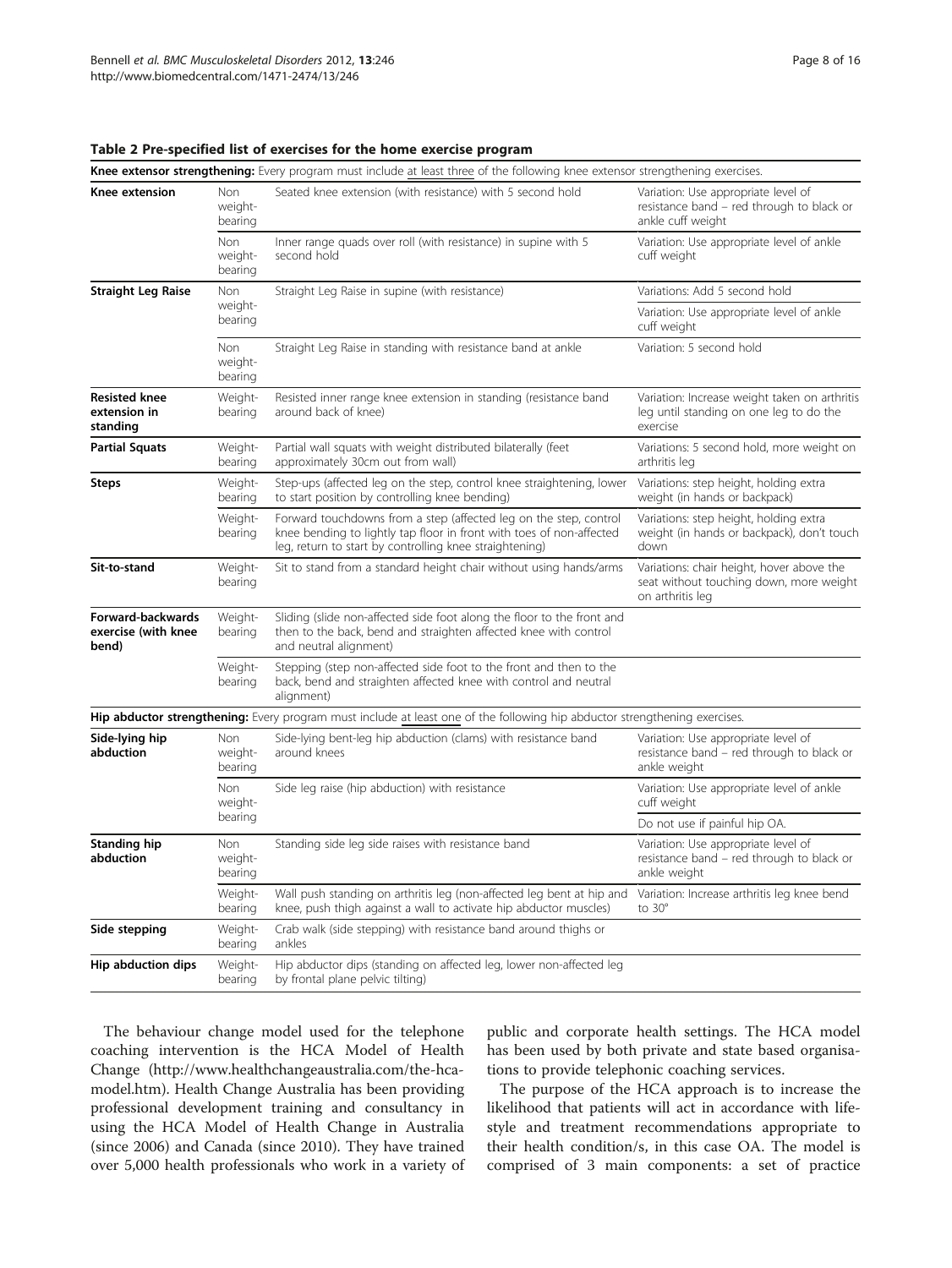**Table 2 Pre-specified list of exercises for the home exercise program**

| | | | |
|---|---|---|---|
| **Knee extensor strengthening:** Every program must include at least three of the following knee extensor strengthening exercises. | | | |
| **Knee extension** | Non weight-bearing | Seated knee extension (with resistance) with 5 second hold | Variation: Use appropriate level of resistance band – red through to black or ankle cuff weight |
| | Non weight-bearing | Inner range quads over roll (with resistance) in supine with 5 second hold | Variation: Use appropriate level of ankle cuff weight |
| **Straight Leg Raise** | Non weight-bearing | Straight Leg Raise in supine (with resistance) | Variations: Add 5 second hold |
| | | | Variation: Use appropriate level of ankle cuff weight |
| | Non weight-bearing | Straight Leg Raise in standing with resistance band at ankle | Variation: 5 second hold |
| **Resisted knee extension in standing** | Weight-bearing | Resisted inner range knee extension in standing (resistance band around back of knee) | Variation: Increase weight taken on arthritis leg until standing on one leg to do the exercise |
| **Partial Squats** | Weight-bearing | Partial wall squats with weight distributed bilaterally (feet approximately 30cm out from wall) | Variations: 5 second hold, more weight on arthritis leg |
| **Steps** | Weight-bearing | Step-ups (affected leg on the step, control knee straightening, lower to start position by controlling knee bending) | Variations: step height, holding extra weight (in hands or backpack) |
| | Weight-bearing | Forward touchdowns from a step (affected leg on the step, control knee bending to lightly tap floor in front with toes of non-affected leg, return to start by controlling knee straightening) | Variations: step height, holding extra weight (in hands or backpack), don't touch down |
| **Sit-to-stand** | Weight-bearing | Sit to stand from a standard height chair without using hands/arms | Variations: chair height, hover above the seat without touching down, more weight on arthritis leg |
| **Forward-backwards exercise (with knee bend)** | Weight-bearing | Sliding (slide non-affected side foot along the floor to the front and then to the back, bend and straighten affected knee with control and neutral alignment) | |
| | Weight-bearing | Stepping (step non-affected side foot to the front and then to the back, bend and straighten affected knee with control and neutral alignment) | |
| **Hip abductor strengthening:** Every program must include at least one of the following hip abductor strengthening exercises. | | | |
| **Side-lying hip abduction** | Non weight-bearing | Side-lying bent-leg hip abduction (clams) with resistance band around knees | Variation: Use appropriate level of resistance band – red through to black or ankle weight |
| | Non weight-bearing | Side leg raise (hip abduction) with resistance | Variation: Use appropriate level of ankle cuff weight |
| | | | Do not use if painful hip OA. |
| **Standing hip abduction** | Non weight-bearing | Standing side leg side raises with resistance band | Variation: Use appropriate level of resistance band – red through to black or ankle weight |
| | Weight-bearing | Wall push standing on arthritis leg (non-affected leg bent at hip and knee, push thigh against a wall to activate hip abductor muscles) | Variation: Increase arthritis leg knee bend to 30° |
| **Side stepping** | Weight-bearing | Crab walk (side stepping) with resistance band around thighs or ankles | |
| **Hip abduction dips** | Weight-bearing | Hip abductor dips (standing on affected leg, lower non-affected leg by frontal plane pelvic tilting) | |

The behaviour change model used for the telephone coaching intervention is the HCA Model of Health Change (http://www.healthchangeaustralia.com/the-hca-model.htm). Health Change Australia has been providing professional development training and consultancy in using the HCA Model of Health Change in Australia (since 2006) and Canada (since 2010). They have trained over 5,000 health professionals who work in a variety of public and corporate health settings. The HCA model has been used by both private and state based organisations to provide telephonic coaching services.

The purpose of the HCA approach is to increase the likelihood that patients will act in accordance with lifestyle and treatment recommendations appropriate to their health condition/s, in this case OA. The model is comprised of 3 main components: a set of practice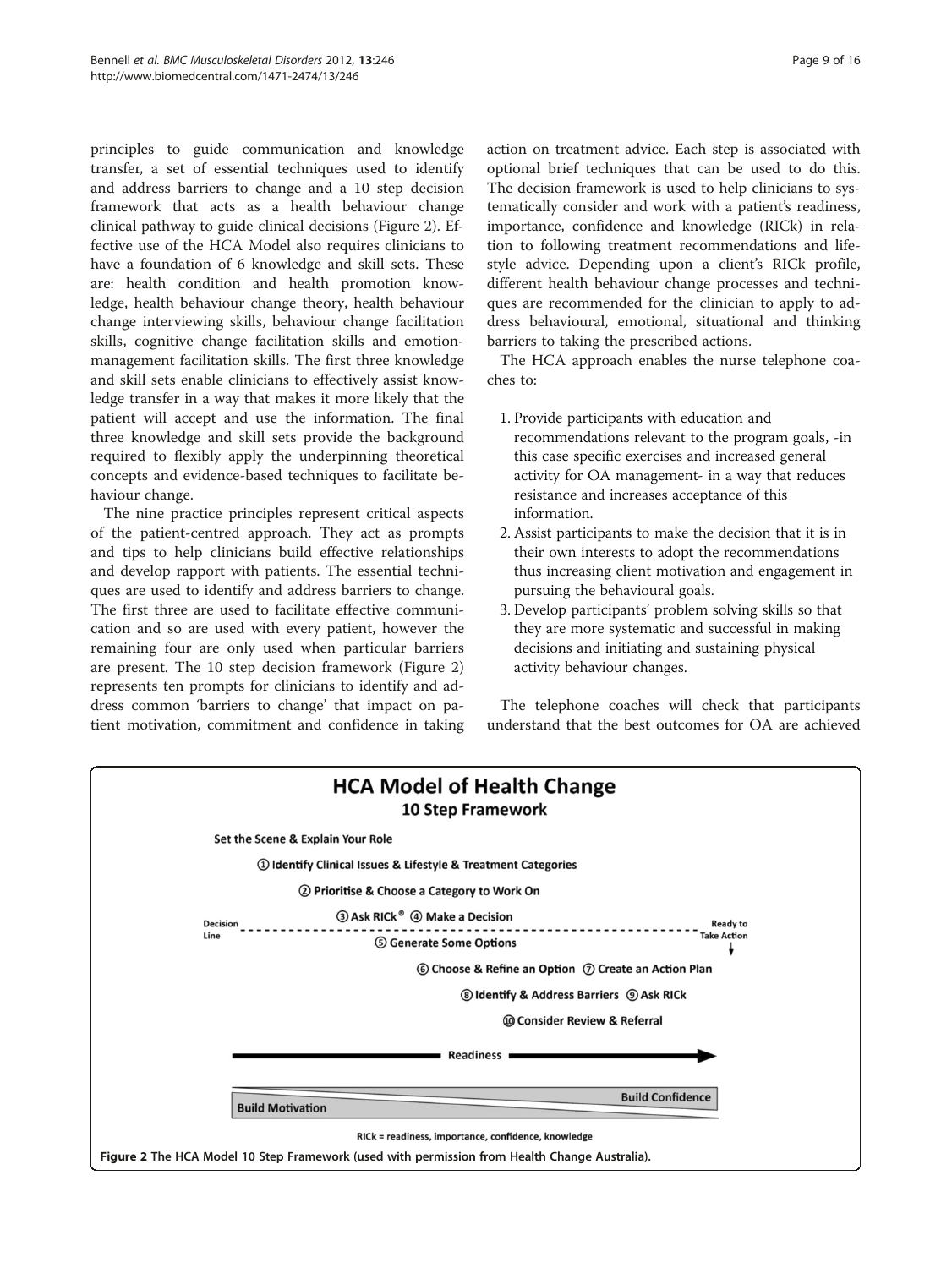principles to guide communication and knowledge transfer, a set of essential techniques used to identify and address barriers to change and a 10 step decision framework that acts as a health behaviour change clinical pathway to guide clinical decisions (Figure 2). Effective use of the HCA Model also requires clinicians to have a foundation of 6 knowledge and skill sets. These are: health condition and health promotion knowledge, health behaviour change theory, health behaviour change interviewing skills, behaviour change facilitation skills, cognitive change facilitation skills and emotion-management facilitation skills. The first three knowledge and skill sets enable clinicians to effectively assist knowledge transfer in a way that makes it more likely that the patient will accept and use the information. The final three knowledge and skill sets provide the background required to flexibly apply the underpinning theoretical concepts and evidence-based techniques to facilitate behaviour change.

The nine practice principles represent critical aspects of the patient-centred approach. They act as prompts and tips to help clinicians build effective relationships and develop rapport with patients. The essential techniques are used to identify and address barriers to change. The first three are used to facilitate effective communication and so are used with every patient, however the remaining four are only used when particular barriers are present. The 10 step decision framework (Figure 2) represents ten prompts for clinicians to identify and address common 'barriers to change' that impact on patient motivation, commitment and confidence in taking action on treatment advice. Each step is associated with optional brief techniques that can be used to do this. The decision framework is used to help clinicians to systematically consider and work with a patient's readiness, importance, confidence and knowledge (RICk) in relation to following treatment recommendations and lifestyle advice. Depending upon a client's RICk profile, different health behaviour change processes and techniques are recommended for the clinician to apply to address behavioural, emotional, situational and thinking barriers to taking the prescribed actions.

The HCA approach enables the nurse telephone coaches to:

1. Provide participants with education and recommendations relevant to the program goals, -in this case specific exercises and increased general activity for OA management- in a way that reduces resistance and increases acceptance of this information.
2. Assist participants to make the decision that it is in their own interests to adopt the recommendations thus increasing client motivation and engagement in pursuing the behavioural goals.
3. Develop participants' problem solving skills so that they are more systematic and successful in making decisions and initiating and sustaining physical activity behaviour changes.

The telephone coaches will check that participants understand that the best outcomes for OA are achieved

**HCA Model of Health Change**
**10 Step Framework**

Set the Scene & Explain Your Role
① Identify Clinical Issues & Lifestyle & Treatment Categories
② Prioritise & Choose a Category to Work On
③ Ask RICk® ④ Make a Decision
Decision Line — Ready to Take Action
⑤ Generate Some Options
⑥ Choose & Refine an Option ⑦ Create an Action Plan
⑧ Identify & Address Barriers ⑨ Ask RICk
⑩ Consider Review & Referral

Readiness →
Build Motivation — Build Confidence

RICk = readiness, importance, confidence, knowledge

**Figure 2** The HCA Model 10 Step Framework (used with permission from Health Change Australia).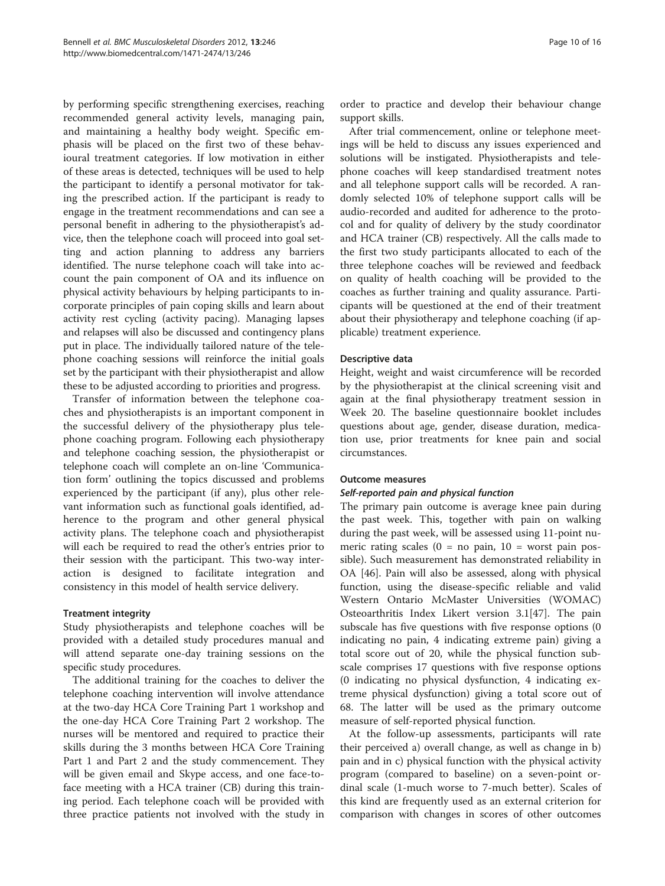by performing specific strengthening exercises, reaching recommended general activity levels, managing pain, and maintaining a healthy body weight. Specific emphasis will be placed on the first two of these behavioural treatment categories. If low motivation in either of these areas is detected, techniques will be used to help the participant to identify a personal motivator for taking the prescribed action. If the participant is ready to engage in the treatment recommendations and can see a personal benefit in adhering to the physiotherapist's advice, then the telephone coach will proceed into goal setting and action planning to address any barriers identified. The nurse telephone coach will take into account the pain component of OA and its influence on physical activity behaviours by helping participants to incorporate principles of pain coping skills and learn about activity rest cycling (activity pacing). Managing lapses and relapses will also be discussed and contingency plans put in place. The individually tailored nature of the telephone coaching sessions will reinforce the initial goals set by the participant with their physiotherapist and allow these to be adjusted according to priorities and progress.

Transfer of information between the telephone coaches and physiotherapists is an important component in the successful delivery of the physiotherapy plus telephone coaching program. Following each physiotherapy and telephone coaching session, the physiotherapist or telephone coach will complete an on-line 'Communication form' outlining the topics discussed and problems experienced by the participant (if any), plus other relevant information such as functional goals identified, adherence to the program and other general physical activity plans. The telephone coach and physiotherapist will each be required to read the other's entries prior to their session with the participant. This two-way interaction is designed to facilitate integration and consistency in this model of health service delivery.

### Treatment integrity

Study physiotherapists and telephone coaches will be provided with a detailed study procedures manual and will attend separate one-day training sessions on the specific study procedures.

The additional training for the coaches to deliver the telephone coaching intervention will involve attendance at the two-day HCA Core Training Part 1 workshop and the one-day HCA Core Training Part 2 workshop. The nurses will be mentored and required to practice their skills during the 3 months between HCA Core Training Part 1 and Part 2 and the study commencement. They will be given email and Skype access, and one face-to-face meeting with a HCA trainer (CB) during this training period. Each telephone coach will be provided with three practice patients not involved with the study in order to practice and develop their behaviour change support skills.

After trial commencement, online or telephone meetings will be held to discuss any issues experienced and solutions will be instigated. Physiotherapists and telephone coaches will keep standardised treatment notes and all telephone support calls will be recorded. A randomly selected 10% of telephone support calls will be audio-recorded and audited for adherence to the protocol and for quality of delivery by the study coordinator and HCA trainer (CB) respectively. All the calls made to the first two study participants allocated to each of the three telephone coaches will be reviewed and feedback on quality of health coaching will be provided to the coaches as further training and quality assurance. Participants will be questioned at the end of their treatment about their physiotherapy and telephone coaching (if applicable) treatment experience.

### Descriptive data

Height, weight and waist circumference will be recorded by the physiotherapist at the clinical screening visit and again at the final physiotherapy treatment session in Week 20. The baseline questionnaire booklet includes questions about age, gender, disease duration, medication use, prior treatments for knee pain and social circumstances.

### Outcome measures

#### *Self-reported pain and physical function*

The primary pain outcome is average knee pain during the past week. This, together with pain on walking during the past week, will be assessed using 11-point numeric rating scales (0 = no pain, 10 = worst pain possible). Such measurement has demonstrated reliability in OA [46]. Pain will also be assessed, along with physical function, using the disease-specific reliable and valid Western Ontario McMaster Universities (WOMAC) Osteoarthritis Index Likert version 3.1[47]. The pain subscale has five questions with five response options (0 indicating no pain, 4 indicating extreme pain) giving a total score out of 20, while the physical function subscale comprises 17 questions with five response options (0 indicating no physical dysfunction, 4 indicating extreme physical dysfunction) giving a total score out of 68. The latter will be used as the primary outcome measure of self-reported physical function.

At the follow-up assessments, participants will rate their perceived a) overall change, as well as change in b) pain and in c) physical function with the physical activity program (compared to baseline) on a seven-point ordinal scale (1-much worse to 7-much better). Scales of this kind are frequently used as an external criterion for comparison with changes in scores of other outcomes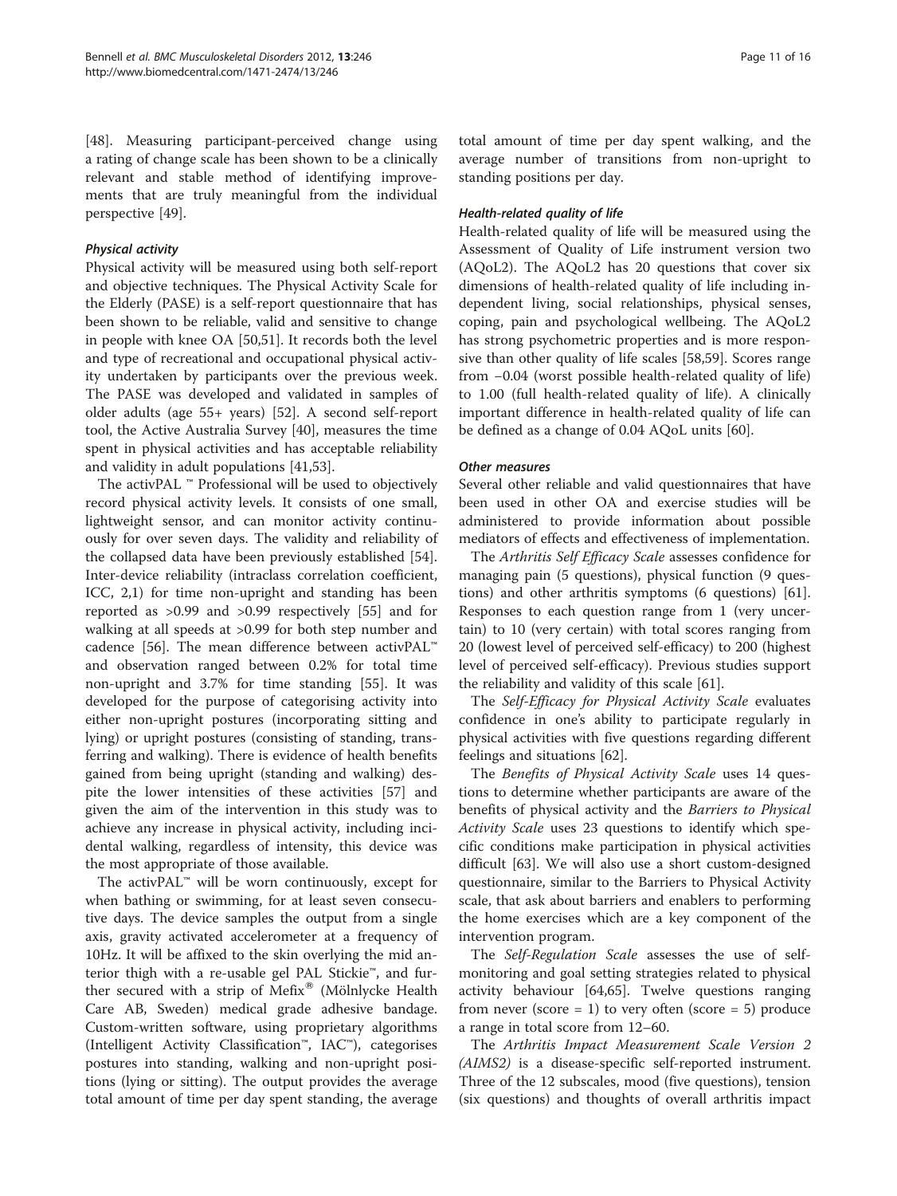[48]. Measuring participant-perceived change using a rating of change scale has been shown to be a clinically relevant and stable method of identifying improvements that are truly meaningful from the individual perspective [49].

#### *Physical activity*

Physical activity will be measured using both self-report and objective techniques. The Physical Activity Scale for the Elderly (PASE) is a self-report questionnaire that has been shown to be reliable, valid and sensitive to change in people with knee OA [50,51]. It records both the level and type of recreational and occupational physical activity undertaken by participants over the previous week. The PASE was developed and validated in samples of older adults (age 55+ years) [52]. A second self-report tool, the Active Australia Survey [40], measures the time spent in physical activities and has acceptable reliability and validity in adult populations [41,53].

The activPAL ™ Professional will be used to objectively record physical activity levels. It consists of one small, lightweight sensor, and can monitor activity continuously for over seven days. The validity and reliability of the collapsed data have been previously established [54]. Inter-device reliability (intraclass correlation coefficient, ICC, 2,1) for time non-upright and standing has been reported as >0.99 and >0.99 respectively [55] and for walking at all speeds at >0.99 for both step number and cadence [56]. The mean difference between activPAL™ and observation ranged between 0.2% for total time non-upright and 3.7% for time standing [55]. It was developed for the purpose of categorising activity into either non-upright postures (incorporating sitting and lying) or upright postures (consisting of standing, transferring and walking). There is evidence of health benefits gained from being upright (standing and walking) despite the lower intensities of these activities [57] and given the aim of the intervention in this study was to achieve any increase in physical activity, including incidental walking, regardless of intensity, this device was the most appropriate of those available.

The activPAL™ will be worn continuously, except for when bathing or swimming, for at least seven consecutive days. The device samples the output from a single axis, gravity activated accelerometer at a frequency of 10Hz. It will be affixed to the skin overlying the mid anterior thigh with a re-usable gel PAL Stickie™, and further secured with a strip of Mefix® (Mölnlycke Health Care AB, Sweden) medical grade adhesive bandage. Custom-written software, using proprietary algorithms (Intelligent Activity Classification™, IAC™), categorises postures into standing, walking and non-upright positions (lying or sitting). The output provides the average total amount of time per day spent standing, the average total amount of time per day spent walking, and the average number of transitions from non-upright to standing positions per day.

#### *Health-related quality of life*

Health-related quality of life will be measured using the Assessment of Quality of Life instrument version two (AQoL2). The AQoL2 has 20 questions that cover six dimensions of health-related quality of life including independent living, social relationships, physical senses, coping, pain and psychological wellbeing. The AQoL2 has strong psychometric properties and is more responsive than other quality of life scales [58,59]. Scores range from −0.04 (worst possible health-related quality of life) to 1.00 (full health-related quality of life). A clinically important difference in health-related quality of life can be defined as a change of 0.04 AQoL units [60].

#### *Other measures*

Several other reliable and valid questionnaires that have been used in other OA and exercise studies will be administered to provide information about possible mediators of effects and effectiveness of implementation.

The *Arthritis Self Efficacy Scale* assesses confidence for managing pain (5 questions), physical function (9 questions) and other arthritis symptoms (6 questions) [61]. Responses to each question range from 1 (very uncertain) to 10 (very certain) with total scores ranging from 20 (lowest level of perceived self-efficacy) to 200 (highest level of perceived self-efficacy). Previous studies support the reliability and validity of this scale [61].

The *Self-Efficacy for Physical Activity Scale* evaluates confidence in one's ability to participate regularly in physical activities with five questions regarding different feelings and situations [62].

The *Benefits of Physical Activity Scale* uses 14 questions to determine whether participants are aware of the benefits of physical activity and the *Barriers to Physical Activity Scale* uses 23 questions to identify which specific conditions make participation in physical activities difficult [63]. We will also use a short custom-designed questionnaire, similar to the Barriers to Physical Activity scale, that ask about barriers and enablers to performing the home exercises which are a key component of the intervention program.

The *Self-Regulation Scale* assesses the use of self-monitoring and goal setting strategies related to physical activity behaviour [64,65]. Twelve questions ranging from never (score = 1) to very often (score = 5) produce a range in total score from 12–60.

The *Arthritis Impact Measurement Scale Version 2 (AIMS2)* is a disease-specific self-reported instrument. Three of the 12 subscales, mood (five questions), tension (six questions) and thoughts of overall arthritis impact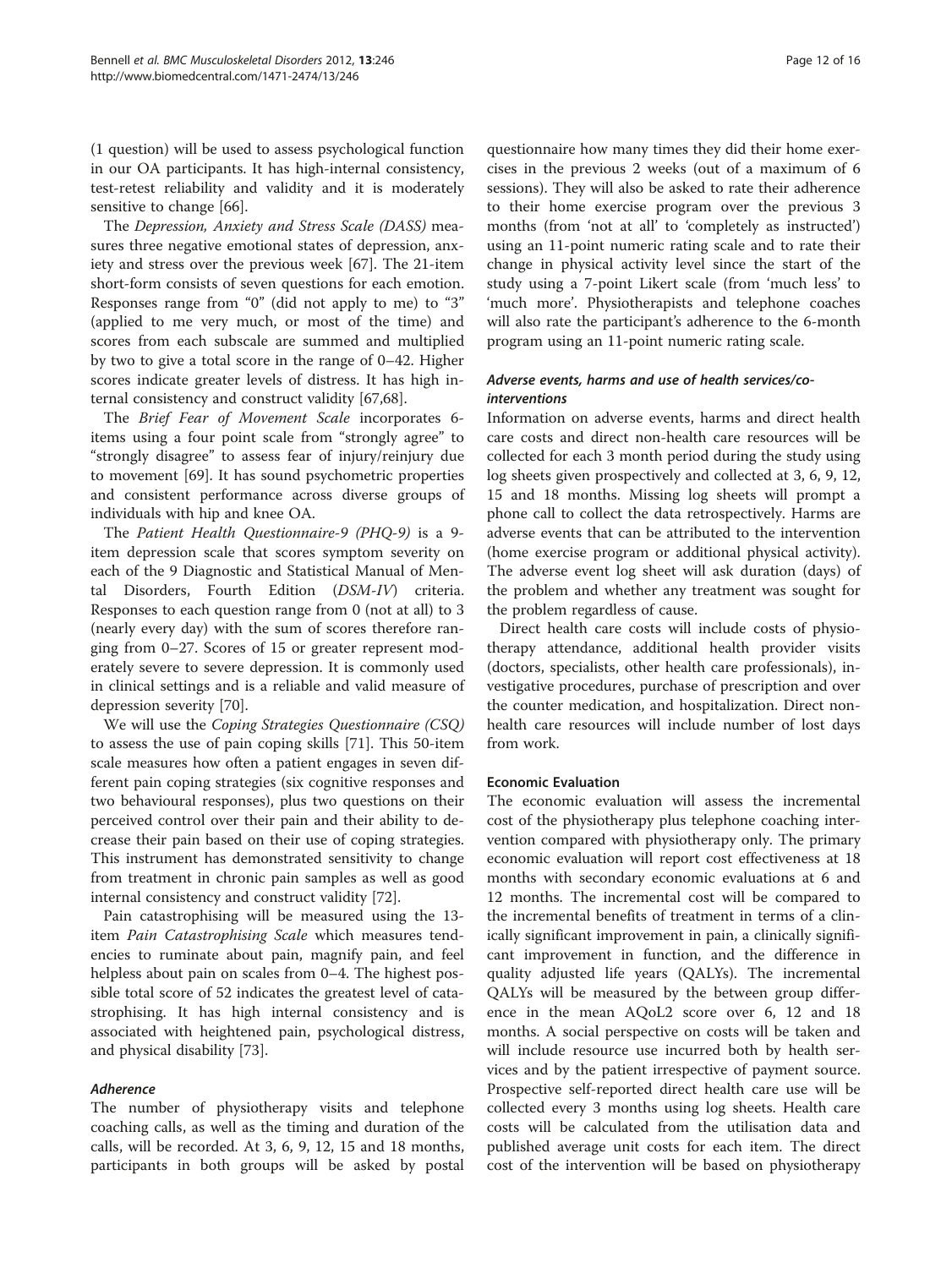(1 question) will be used to assess psychological function in our OA participants. It has high-internal consistency, test-retest reliability and validity and it is moderately sensitive to change [66].

The *Depression, Anxiety and Stress Scale (DASS)* measures three negative emotional states of depression, anxiety and stress over the previous week [67]. The 21-item short-form consists of seven questions for each emotion. Responses range from "0" (did not apply to me) to "3" (applied to me very much, or most of the time) and scores from each subscale are summed and multiplied by two to give a total score in the range of 0–42. Higher scores indicate greater levels of distress. It has high internal consistency and construct validity [67,68].

The *Brief Fear of Movement Scale* incorporates 6-items using a four point scale from "strongly agree" to "strongly disagree" to assess fear of injury/reinjury due to movement [69]. It has sound psychometric properties and consistent performance across diverse groups of individuals with hip and knee OA.

The *Patient Health Questionnaire-9 (PHQ-9)* is a 9-item depression scale that scores symptom severity on each of the 9 Diagnostic and Statistical Manual of Mental Disorders, Fourth Edition (*DSM-IV*) criteria. Responses to each question range from 0 (not at all) to 3 (nearly every day) with the sum of scores therefore ranging from 0–27. Scores of 15 or greater represent moderately severe to severe depression. It is commonly used in clinical settings and is a reliable and valid measure of depression severity [70].

We will use the *Coping Strategies Questionnaire (CSQ)* to assess the use of pain coping skills [71]. This 50-item scale measures how often a patient engages in seven different pain coping strategies (six cognitive responses and two behavioural responses), plus two questions on their perceived control over their pain and their ability to decrease their pain based on their use of coping strategies. This instrument has demonstrated sensitivity to change from treatment in chronic pain samples as well as good internal consistency and construct validity [72].

Pain catastrophising will be measured using the 13-item *Pain Catastrophising Scale* which measures tendencies to ruminate about pain, magnify pain, and feel helpless about pain on scales from 0–4. The highest possible total score of 52 indicates the greatest level of catastrophising. It has high internal consistency and is associated with heightened pain, psychological distress, and physical disability [73].

#### *Adherence*

The number of physiotherapy visits and telephone coaching calls, as well as the timing and duration of the calls, will be recorded. At 3, 6, 9, 12, 15 and 18 months, participants in both groups will be asked by postal questionnaire how many times they did their home exercises in the previous 2 weeks (out of a maximum of 6 sessions). They will also be asked to rate their adherence to their home exercise program over the previous 3 months (from 'not at all' to 'completely as instructed') using an 11-point numeric rating scale and to rate their change in physical activity level since the start of the study using a 7-point Likert scale (from 'much less' to 'much more'. Physiotherapists and telephone coaches will also rate the participant's adherence to the 6-month program using an 11-point numeric rating scale.

#### *Adverse events, harms and use of health services/co-interventions*

Information on adverse events, harms and direct health care costs and direct non-health care resources will be collected for each 3 month period during the study using log sheets given prospectively and collected at 3, 6, 9, 12, 15 and 18 months. Missing log sheets will prompt a phone call to collect the data retrospectively. Harms are adverse events that can be attributed to the intervention (home exercise program or additional physical activity). The adverse event log sheet will ask duration (days) of the problem and whether any treatment was sought for the problem regardless of cause.

Direct health care costs will include costs of physiotherapy attendance, additional health provider visits (doctors, specialists, other health care professionals), investigative procedures, purchase of prescription and over the counter medication, and hospitalization. Direct non-health care resources will include number of lost days from work.

### Economic Evaluation

The economic evaluation will assess the incremental cost of the physiotherapy plus telephone coaching intervention compared with physiotherapy only. The primary economic evaluation will report cost effectiveness at 18 months with secondary economic evaluations at 6 and 12 months. The incremental cost will be compared to the incremental benefits of treatment in terms of a clinically significant improvement in pain, a clinically significant improvement in function, and the difference in quality adjusted life years (QALYs). The incremental QALYs will be measured by the between group difference in the mean AQoL2 score over 6, 12 and 18 months. A social perspective on costs will be taken and will include resource use incurred both by health services and by the patient irrespective of payment source. Prospective self-reported direct health care use will be collected every 3 months using log sheets. Health care costs will be calculated from the utilisation data and published average unit costs for each item. The direct cost of the intervention will be based on physiotherapy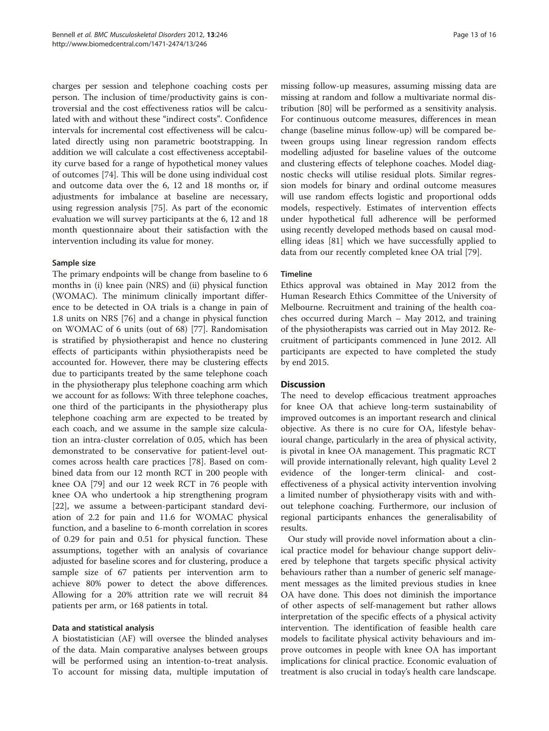charges per session and telephone coaching costs per person. The inclusion of time/productivity gains is controversial and the cost effectiveness ratios will be calculated with and without these "indirect costs". Confidence intervals for incremental cost effectiveness will be calculated directly using non parametric bootstrapping. In addition we will calculate a cost effectiveness acceptability curve based for a range of hypothetical money values of outcomes [74]. This will be done using individual cost and outcome data over the 6, 12 and 18 months or, if adjustments for imbalance at baseline are necessary, using regression analysis [75]. As part of the economic evaluation we will survey participants at the 6, 12 and 18 month questionnaire about their satisfaction with the intervention including its value for money.

### Sample size

The primary endpoints will be change from baseline to 6 months in (i) knee pain (NRS) and (ii) physical function (WOMAC). The minimum clinically important difference to be detected in OA trials is a change in pain of 1.8 units on NRS [76] and a change in physical function on WOMAC of 6 units (out of 68) [77]. Randomisation is stratified by physiotherapist and hence no clustering effects of participants within physiotherapists need be accounted for. However, there may be clustering effects due to participants treated by the same telephone coach in the physiotherapy plus telephone coaching arm which we account for as follows: With three telephone coaches, one third of the participants in the physiotherapy plus telephone coaching arm are expected to be treated by each coach, and we assume in the sample size calculation an intra-cluster correlation of 0.05, which has been demonstrated to be conservative for patient-level outcomes across health care practices [78]. Based on combined data from our 12 month RCT in 200 people with knee OA [79] and our 12 week RCT in 76 people with knee OA who undertook a hip strengthening program [22], we assume a between-participant standard deviation of 2.2 for pain and 11.6 for WOMAC physical function, and a baseline to 6-month correlation in scores of 0.29 for pain and 0.51 for physical function. These assumptions, together with an analysis of covariance adjusted for baseline scores and for clustering, produce a sample size of 67 patients per intervention arm to achieve 80% power to detect the above differences. Allowing for a 20% attrition rate we will recruit 84 patients per arm, or 168 patients in total.

### Data and statistical analysis

A biostatistician (AF) will oversee the blinded analyses of the data. Main comparative analyses between groups will be performed using an intention-to-treat analysis. To account for missing data, multiple imputation of missing follow-up measures, assuming missing data are missing at random and follow a multivariate normal distribution [80] will be performed as a sensitivity analysis. For continuous outcome measures, differences in mean change (baseline minus follow-up) will be compared between groups using linear regression random effects modelling adjusted for baseline values of the outcome and clustering effects of telephone coaches. Model diagnostic checks will utilise residual plots. Similar regression models for binary and ordinal outcome measures will use random effects logistic and proportional odds models, respectively. Estimates of intervention effects under hypothetical full adherence will be performed using recently developed methods based on causal modelling ideas [81] which we have successfully applied to data from our recently completed knee OA trial [79].

### Timeline

Ethics approval was obtained in May 2012 from the Human Research Ethics Committee of the University of Melbourne. Recruitment and training of the health coaches occurred during March – May 2012, and training of the physiotherapists was carried out in May 2012. Recruitment of participants commenced in June 2012. All participants are expected to have completed the study by end 2015.

## Discussion

The need to develop efficacious treatment approaches for knee OA that achieve long-term sustainability of improved outcomes is an important research and clinical objective. As there is no cure for OA, lifestyle behavioural change, particularly in the area of physical activity, is pivotal in knee OA management. This pragmatic RCT will provide internationally relevant, high quality Level 2 evidence of the longer-term clinical- and cost-effectiveness of a physical activity intervention involving a limited number of physiotherapy visits with and without telephone coaching. Furthermore, our inclusion of regional participants enhances the generalisability of results.

Our study will provide novel information about a clinical practice model for behaviour change support delivered by telephone that targets specific physical activity behaviours rather than a number of generic self management messages as the limited previous studies in knee OA have done. This does not diminish the importance of other aspects of self-management but rather allows interpretation of the specific effects of a physical activity intervention. The identification of feasible health care models to facilitate physical activity behaviours and improve outcomes in people with knee OA has important implications for clinical practice. Economic evaluation of treatment is also crucial in today's health care landscape.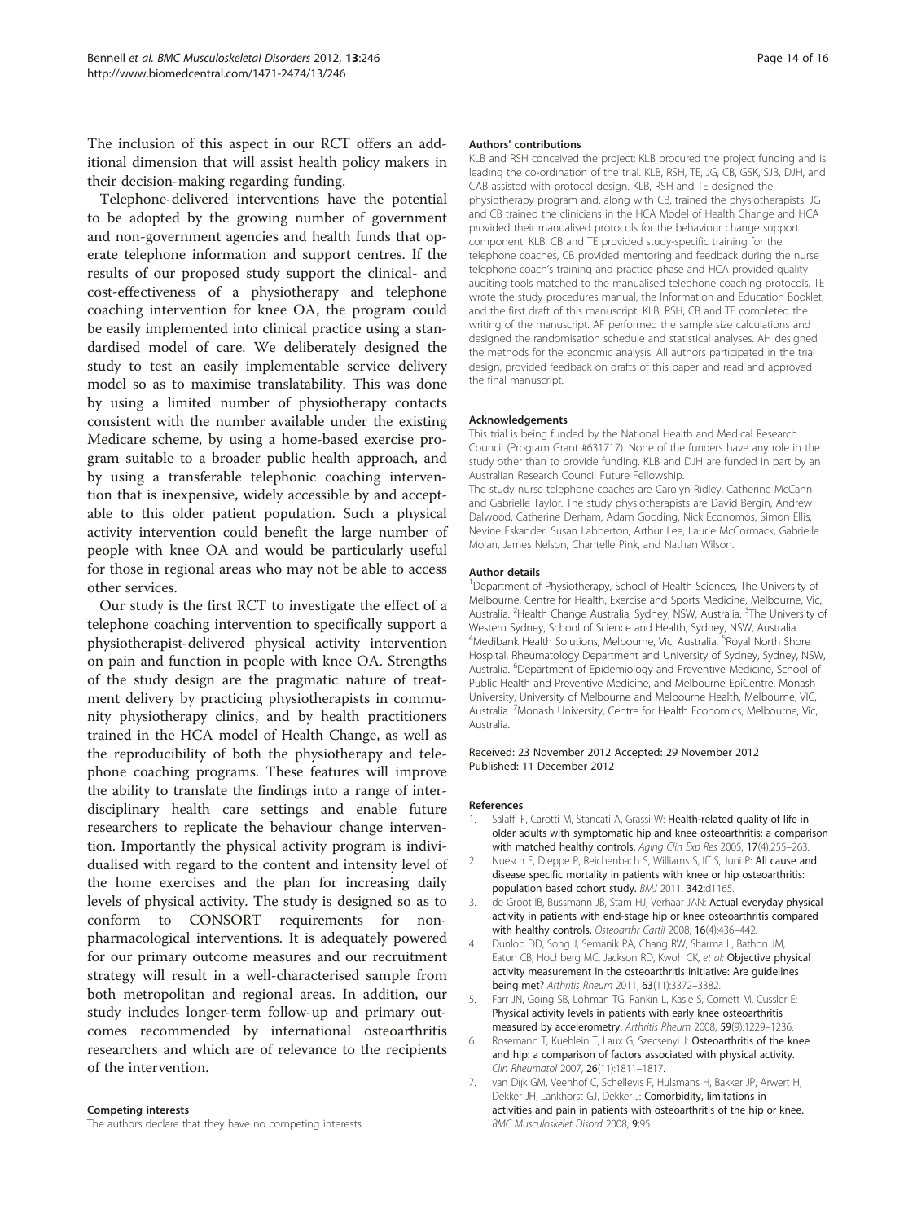The inclusion of this aspect in our RCT offers an additional dimension that will assist health policy makers in their decision-making regarding funding.

Telephone-delivered interventions have the potential to be adopted by the growing number of government and non-government agencies and health funds that operate telephone information and support centres. If the results of our proposed study support the clinical- and cost-effectiveness of a physiotherapy and telephone coaching intervention for knee OA, the program could be easily implemented into clinical practice using a standardised model of care. We deliberately designed the study to test an easily implementable service delivery model so as to maximise translatability. This was done by using a limited number of physiotherapy contacts consistent with the number available under the existing Medicare scheme, by using a home-based exercise program suitable to a broader public health approach, and by using a transferable telephonic coaching intervention that is inexpensive, widely accessible by and acceptable to this older patient population. Such a physical activity intervention could benefit the large number of people with knee OA and would be particularly useful for those in regional areas who may not be able to access other services.

Our study is the first RCT to investigate the effect of a telephone coaching intervention to specifically support a physiotherapist-delivered physical activity intervention on pain and function in people with knee OA. Strengths of the study design are the pragmatic nature of treatment delivery by practicing physiotherapists in community physiotherapy clinics, and by health practitioners trained in the HCA model of Health Change, as well as the reproducibility of both the physiotherapy and telephone coaching programs. These features will improve the ability to translate the findings into a range of interdisciplinary health care settings and enable future researchers to replicate the behaviour change intervention. Importantly the physical activity program is individualised with regard to the content and intensity level of the home exercises and the plan for increasing daily levels of physical activity. The study is designed so as to conform to CONSORT requirements for non-pharmacological interventions. It is adequately powered for our primary outcome measures and our recruitment strategy will result in a well-characterised sample from both metropolitan and regional areas. In addition, our study includes longer-term follow-up and primary outcomes recommended by international osteoarthritis researchers and which are of relevance to the recipients of the intervention.

#### Competing interests

The authors declare that they have no competing interests.

#### Authors' contributions

KLB and RSH conceived the project; KLB procured the project funding and is leading the co-ordination of the trial. KLB, RSH, TE, JG, CB, GSK, SJB, DJH, and CAB assisted with protocol design. KLB, RSH and TE designed the physiotherapy program and, along with CB, trained the physiotherapists. JG and CB trained the clinicians in the HCA Model of Health Change and HCA provided their manualised protocols for the behaviour change support component. KLB, CB and TE provided study-specific training for the telephone coaches, CB provided mentoring and feedback during the nurse telephone coach's training and practice phase and HCA provided quality auditing tools matched to the manualised telephone coaching protocols. TE wrote the study procedures manual, the Information and Education Booklet, and the first draft of this manuscript. KLB, RSH, CB and TE completed the writing of the manuscript. AF performed the sample size calculations and designed the randomisation schedule and statistical analyses. AH designed the methods for the economic analysis. All authors participated in the trial design, provided feedback on drafts of this paper and read and approved the final manuscript.

#### Acknowledgements

This trial is being funded by the National Health and Medical Research Council (Program Grant #631717). None of the funders have any role in the study other than to provide funding. KLB and DJH are funded in part by an Australian Research Council Future Fellowship.

The study nurse telephone coaches are Carolyn Ridley, Catherine McCann and Gabrielle Taylor. The study physiotherapists are David Bergin, Andrew Dalwood, Catherine Derham, Adam Gooding, Nick Economos, Simon Ellis, Nevine Eskander, Susan Labberton, Arthur Lee, Laurie McCormack, Gabrielle Molan, James Nelson, Chantelle Pink, and Nathan Wilson.

#### Author details

[1]Department of Physiotherapy, School of Health Sciences, The University of Melbourne, Centre for Health, Exercise and Sports Medicine, Melbourne, Vic, Australia. [2]Health Change Australia, Sydney, NSW, Australia. [3]The University of Western Sydney, School of Science and Health, Sydney, NSW, Australia. [4]Medibank Health Solutions, Melbourne, Vic, Australia. [5]Royal North Shore Hospital, Rheumatology Department and University of Sydney, Sydney, NSW, Australia. [6]Department of Epidemiology and Preventive Medicine, School of Public Health and Preventive Medicine, and Melbourne EpiCentre, Monash University, University of Melbourne and Melbourne Health, Melbourne, VIC, Australia. [7]Monash University, Centre for Health Economics, Melbourne, Vic, Australia.

Received: 23 November 2012 Accepted: 29 November 2012
Published: 11 December 2012

#### References

1. Salaffi F, Carotti M, Stancati A, Grassi W: **Health-related quality of life in older adults with symptomatic hip and knee osteoarthritis: a comparison with matched healthy controls.** *Aging Clin Exp Res* 2005, **17**(4):255–263.
2. Nuesch E, Dieppe P, Reichenbach S, Williams S, Iff S, Juni P: **All cause and disease specific mortality in patients with knee or hip osteoarthritis: population based cohort study.** *BMJ* 2011, 342:d1165.
3. de Groot IB, Bussmann JB, Stam HJ, Verhaar JAN: **Actual everyday physical activity in patients with end-stage hip or knee osteoarthritis compared with healthy controls.** *Osteoarthr Cartil* 2008, **16**(4):436–442.
4. Dunlop DD, Song J, Semanik PA, Chang RW, Sharma L, Bathon JM, Eaton CB, Hochberg MC, Jackson RD, Kwoh CK, *et al*: **Objective physical activity measurement in the osteoarthritis initiative: Are guidelines being met?** *Arthritis Rheum* 2011, **63**(11):3372–3382.
5. Farr JN, Going SB, Lohman TG, Rankin L, Kasle S, Cornett M, Cussler E: **Physical activity levels in patients with early knee osteoarthritis measured by accelerometry.** *Arthritis Rheum* 2008, **59**(9):1229–1236.
6. Rosemann T, Kuehlein T, Laux G, Szecsenyi J: **Osteoarthritis of the knee and hip: a comparison of factors associated with physical activity.** *Clin Rheumatol* 2007, **26**(11):1811–1817.
7. van Dijk GM, Veenhof C, Schellevis F, Hulsmans H, Bakker JP, Arwert H, Dekker JH, Lankhorst GJ, Dekker J: **Comorbidity, limitations in activities and pain in patients with osteoarthritis of the hip or knee.** *BMC Musculoskelet Disord* 2008, **9**:95.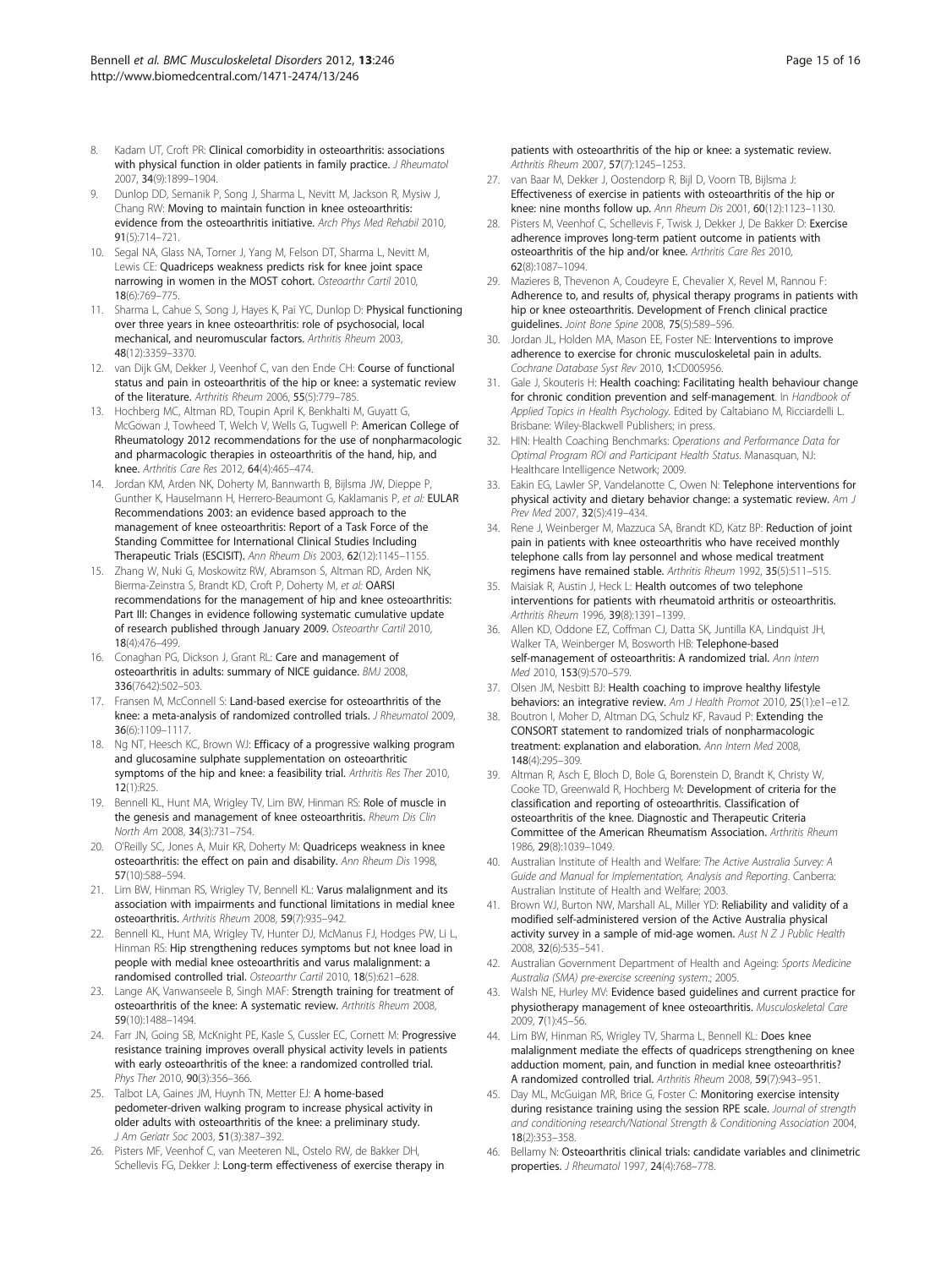8. Kadam UT, Croft PR: **Clinical comorbidity in osteoarthritis: associations with physical function in older patients in family practice.** *J Rheumatol* 2007, **34**(9):1899–1904.
9. Dunlop DD, Semanik P, Song J, Sharma L, Nevitt M, Jackson R, Mysiw J, Chang RW: **Moving to maintain function in knee osteoarthritis: evidence from the osteoarthritis initiative.** *Arch Phys Med Rehabil* 2010, **91**(5):714–721.
10. Segal NA, Glass NA, Torner J, Yang M, Felson DT, Sharma L, Nevitt M, Lewis CE: **Quadriceps weakness predicts risk for knee joint space narrowing in women in the MOST cohort.** *Osteoarthr Cartil* 2010, **18**(6):769–775.
11. Sharma L, Cahue S, Song J, Hayes K, Pai YC, Dunlop D: **Physical functioning over three years in knee osteoarthritis: role of psychosocial, local mechanical, and neuromuscular factors.** *Arthritis Rheum* 2003, **48**(12):3359–3370.
12. van Dijk GM, Dekker J, Veenhof C, van den Ende CH: **Course of functional status and pain in osteoarthritis of the hip or knee: a systematic review of the literature.** *Arthritis Rheum* 2006, **55**(5):779–785.
13. Hochberg MC, Altman RD, Toupin April K, Benkhalti M, Guyatt G, McGowan J, Towheed T, Welch V, Wells G, Tugwell P: **American College of Rheumatology 2012 recommendations for the use of nonpharmacologic and pharmacologic therapies in osteoarthritis of the hand, hip, and knee.** *Arthritis Care Res* 2012, **64**(4):465–474.
14. Jordan KM, Arden NK, Doherty M, Bannwarth B, Bijlsma JW, Dieppe P, Gunther K, Hauselmann H, Herrero-Beaumont G, Kaklamanis P, *et al*: **EULAR Recommendations 2003: an evidence based approach to the management of knee osteoarthritis: Report of a Task Force of the Standing Committee for International Clinical Studies Including Therapeutic Trials (ESCISIT).** *Ann Rheum Dis* 2003, **62**(12):1145–1155.
15. Zhang W, Nuki G, Moskowitz RW, Abramson S, Altman RD, Arden NK, Bierma-Zeinstra S, Brandt KD, Croft P, Doherty M, *et al*: **OARSI recommendations for the management of hip and knee osteoarthritis: Part III: Changes in evidence following systematic cumulative update of research published through January 2009.** *Osteoarthr Cartil* 2010, **18**(4):476–499.
16. Conaghan PG, Dickson J, Grant RL: **Care and management of osteoarthritis in adults: summary of NICE guidance.** *BMJ* 2008, **336**(7642):502–503.
17. Fransen M, McConnell S: **Land-based exercise for osteoarthritis of the knee: a meta-analysis of randomized controlled trials.** *J Rheumatol* 2009, **36**(6):1109–1117.
18. Ng NT, Heesch KC, Brown WJ: **Efficacy of a progressive walking program and glucosamine sulphate supplementation on osteoarthritic symptoms of the hip and knee: a feasibility trial.** *Arthritis Res Ther* 2010, **12**(1):R25.
19. Bennell KL, Hunt MA, Wrigley TV, Lim BW, Hinman RS: **Role of muscle in the genesis and management of knee osteoarthritis.** *Rheum Dis Clin North Am* 2008, **34**(3):731–754.
20. O'Reilly SC, Jones A, Muir KR, Doherty M: **Quadriceps weakness in knee osteoarthritis: the effect on pain and disability.** *Ann Rheum Dis* 1998, **57**(10):588–594.
21. Lim BW, Hinman RS, Wrigley TV, Bennell KL: **Varus malalignment and its association with impairments and functional limitations in medial knee osteoarthritis.** *Arthritis Rheum* 2008, **59**(7):935–942.
22. Bennell KL, Hunt MA, Wrigley TV, Hunter DJ, McManus FJ, Hodges PW, Li L, Hinman RS: **Hip strengthening reduces symptoms but not knee load in people with medial knee osteoarthritis and varus malalignment: a randomised controlled trial.** *Osteoarthr Cartil* 2010, **18**(5):621–628.
23. Lange AK, Vanwanseele B, Singh MAF: **Strength training for treatment of osteoarthritis of the knee: A systematic review.** *Arthritis Rheum* 2008, **59**(10):1488–1494.
24. Farr JN, Going SB, McKnight PE, Kasle S, Cussler EC, Cornett M: **Progressive resistance training improves overall physical activity levels in patients with early osteoarthritis of the knee: a randomized controlled trial.** *Phys Ther* 2010, **90**(3):356–366.
25. Talbot LA, Gaines JM, Huynh TN, Metter EJ: **A home-based pedometer-driven walking program to increase physical activity in older adults with osteoarthritis of the knee: a preliminary study.** *J Am Geriatr Soc* 2003, **51**(3):387–392.
26. Pisters MF, Veenhof C, van Meeteren NL, Ostelo RW, de Bakker DH, Schellevis FG, Dekker J: **Long-term effectiveness of exercise therapy in patients with osteoarthritis of the hip or knee: a systematic review.** *Arthritis Rheum* 2007, **57**(7):1245–1253.
27. van Baar M, Dekker J, Oostendorp R, Bijl D, Voorn TB, Bijlsma J: **Effectiveness of exercise in patients with osteoarthritis of the hip or knee: nine months follow up.** *Ann Rheum Dis* 2001, **60**(12):1123–1130.
28. Pisters M, Veenhof C, Schellevis F, Twisk J, Dekker J, De Bakker D: **Exercise adherence improves long-term patient outcome in patients with osteoarthritis of the hip and/or knee.** *Arthritis Care Res* 2010, **62**(8):1087–1094.
29. Mazieres B, Thevenon A, Coudeyre E, Chevalier X, Revel M, Rannou F: **Adherence to, and results of, physical therapy programs in patients with hip or knee osteoarthritis. Development of French clinical practice guidelines.** *Joint Bone Spine* 2008, **75**(5):589–596.
30. Jordan JL, Holden MA, Mason EE, Foster NE: **Interventions to improve adherence to exercise for chronic musculoskeletal pain in adults.** *Cochrane Database Syst Rev* 2010, **1**:CD005956.
31. Gale J, Skouteris H: **Health coaching: Facilitating health behaviour change for chronic condition prevention and self-management**. In *Handbook of Applied Topics in Health Psychology*. Edited by Caltabiano M, Ricciardelli L. Brisbane: Wiley-Blackwell Publishers; in press.
32. HIN: Health Coaching Benchmarks: *Operations and Performance Data for Optimal Program ROI and Participant Health Status*. Manasquan, NJ: Healthcare Intelligence Network; 2009.
33. Eakin EG, Lawler SP, Vandelanotte C, Owen N: **Telephone interventions for physical activity and dietary behavior change: a systematic review.** *Am J Prev Med* 2007, **32**(5):419–434.
34. Rene J, Weinberger M, Mazzuca SA, Brandt KD, Katz BP: **Reduction of joint pain in patients with knee osteoarthritis who have received monthly telephone calls from lay personnel and whose medical treatment regimens have remained stable.** *Arthritis Rheum* 1992, **35**(5):511–515.
35. Maisiak R, Austin J, Heck L: **Health outcomes of two telephone interventions for patients with rheumatoid arthritis or osteoarthritis.** *Arthritis Rheum* 1996, **39**(8):1391–1399.
36. Allen KD, Oddone EZ, Coffman CJ, Datta SK, Juntilla KA, Lindquist JH, Walker TA, Weinberger M, Bosworth HB: **Telephone-based self-management of osteoarthritis: A randomized trial.** *Ann Intern Med* 2010, **153**(9):570–579.
37. Olsen JM, Nesbitt BJ: **Health coaching to improve healthy lifestyle behaviors: an integrative review.** *Am J Health Promot* 2010, **25**(1):e1–e12.
38. Boutron I, Moher D, Altman DG, Schulz KF, Ravaud P: **Extending the CONSORT statement to randomized trials of nonpharmacologic treatment: explanation and elaboration.** *Ann Intern Med* 2008, **148**(4):295–309.
39. Altman R, Asch E, Bloch D, Bole G, Borenstein D, Brandt K, Christy W, Cooke TD, Greenwald R, Hochberg M: **Development of criteria for the classification and reporting of osteoarthritis. Classification of osteoarthritis of the knee. Diagnostic and Therapeutic Criteria Committee of the American Rheumatism Association.** *Arthritis Rheum* 1986, **29**(8):1039–1049.
40. Australian Institute of Health and Welfare: *The Active Australia Survey: A Guide and Manual for Implementation, Analysis and Reporting*. Canberra: Australian Institute of Health and Welfare; 2003.
41. Brown WJ, Burton NW, Marshall AL, Miller YD: **Reliability and validity of a modified self-administered version of the Active Australia physical activity survey in a sample of mid-age women.** *Aust N Z J Public Health* 2008, **32**(6):535–541.
42. Australian Government Department of Health and Ageing: *Sports Medicine Australia (SMA) pre-exercise screening system*.; 2005.
43. Walsh NE, Hurley MV: **Evidence based guidelines and current practice for physiotherapy management of knee osteoarthritis.** *Musculoskeletal Care* 2009, **7**(1):45–56.
44. Lim BW, Hinman RS, Wrigley TV, Sharma L, Bennell KL: **Does knee malalignment mediate the effects of quadriceps strengthening on knee adduction moment, pain, and function in medial knee osteoarthritis? A randomized controlled trial.** *Arthritis Rheum* 2008, **59**(7):943–951.
45. Day ML, McGuigan MR, Brice G, Foster C: **Monitoring exercise intensity during resistance training using the session RPE scale.** *Journal of strength and conditioning research/National Strength & Conditioning Association* 2004, **18**(2):353–358.
46. Bellamy N: **Osteoarthritis clinical trials: candidate variables and clinimetric properties.** *J Rheumatol* 1997, **24**(4):768–778.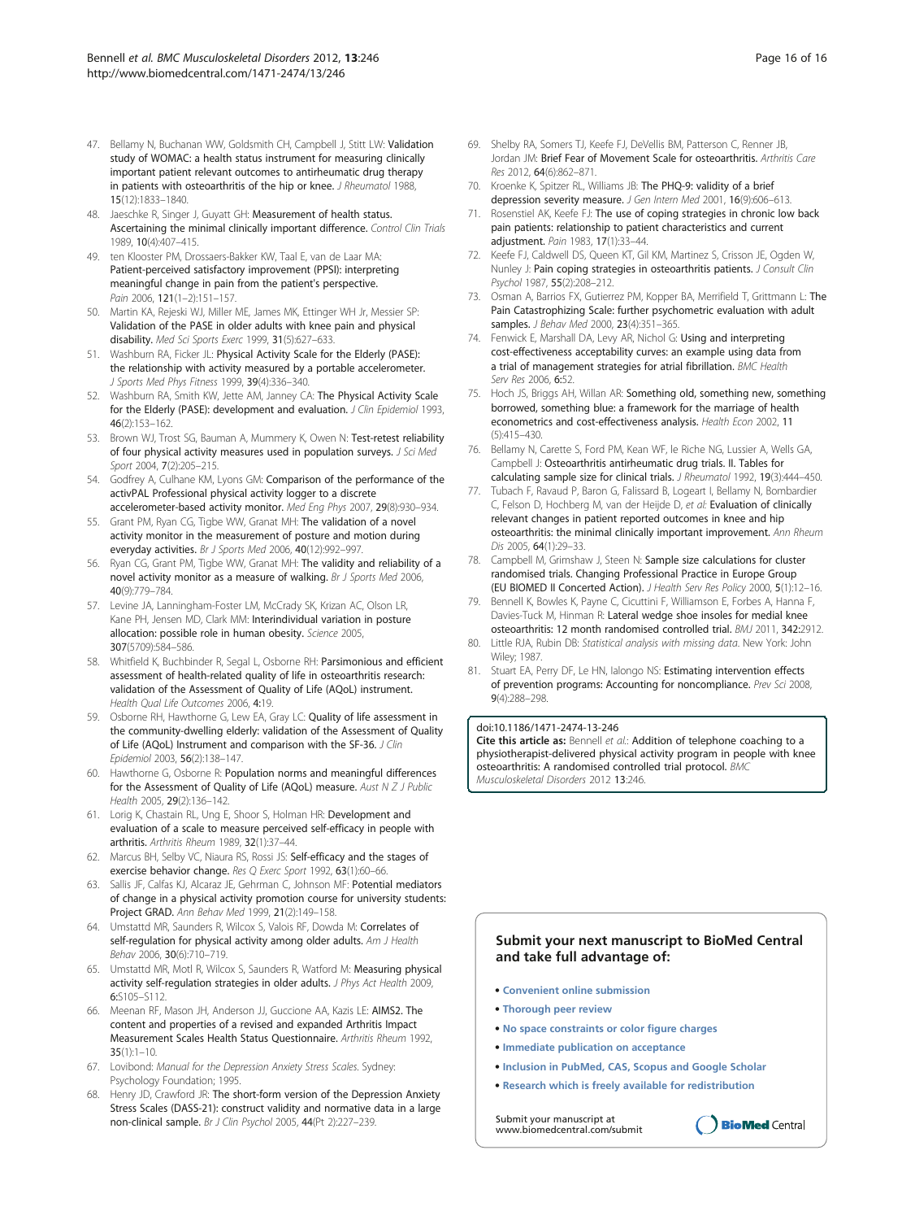47. Bellamy N, Buchanan WW, Goldsmith CH, Campbell J, Stitt LW: **Validation study of WOMAC: a health status instrument for measuring clinically important patient relevant outcomes to antirheumatic drug therapy in patients with osteoarthritis of the hip or knee.** *J Rheumatol* 1988, **15**(12):1833–1840.
48. Jaeschke R, Singer J, Guyatt GH: **Measurement of health status. Ascertaining the minimal clinically important difference.** *Control Clin Trials* 1989, **10**(4):407–415.
49. ten Klooster PM, Drossaers-Bakker KW, Taal E, van de Laar MA: **Patient-perceived satisfactory improvement (PPSI): interpreting meaningful change in pain from the patient's perspective.** *Pain* 2006, **121**(1–2):151–157.
50. Martin KA, Rejeski WJ, Miller ME, James MK, Ettinger WH Jr, Messier SP: **Validation of the PASE in older adults with knee pain and physical disability.** *Med Sci Sports Exerc* 1999, **31**(5):627–633.
51. Washburn RA, Ficker JL: **Physical Activity Scale for the Elderly (PASE): the relationship with activity measured by a portable accelerometer.** *J Sports Med Phys Fitness* 1999, **39**(4):336–340.
52. Washburn RA, Smith KW, Jette AM, Janney CA: **The Physical Activity Scale for the Elderly (PASE): development and evaluation.** *J Clin Epidemiol* 1993, **46**(2):153–162.
53. Brown WJ, Trost SG, Bauman A, Mummery K, Owen N: **Test-retest reliability of four physical activity measures used in population surveys.** *J Sci Med Sport* 2004, **7**(2):205–215.
54. Godfrey A, Culhane KM, Lyons GM: **Comparison of the performance of the activPAL Professional physical activity logger to a discrete accelerometer-based activity monitor.** *Med Eng Phys* 2007, **29**(8):930–934.
55. Grant PM, Ryan CG, Tigbe WW, Granat MH: **The validation of a novel activity monitor in the measurement of posture and motion during everyday activities.** *Br J Sports Med* 2006, **40**(12):992–997.
56. Ryan CG, Grant PM, Tigbe WW, Granat MH: **The validity and reliability of a novel activity monitor as a measure of walking.** *Br J Sports Med* 2006, **40**(9):779–784.
57. Levine JA, Lanningham-Foster LM, McCrady SK, Krizan AC, Olson LR, Kane PH, Jensen MD, Clark MM: **Interindividual variation in posture allocation: possible role in human obesity.** *Science* 2005, **307**(5709):584–586.
58. Whitfield K, Buchbinder R, Segal L, Osborne RH: **Parsimonious and efficient assessment of health-related quality of life in osteoarthritis research: validation of the Assessment of Quality of Life (AQoL) instrument.** *Health Qual Life Outcomes* 2006, **4**:19.
59. Osborne RH, Hawthorne G, Lew EA, Gray LC: **Quality of life assessment in the community-dwelling elderly: validation of the Assessment of Quality of Life (AQoL) Instrument and comparison with the SF-36.** *J Clin Epidemiol* 2003, **56**(2):138–147.
60. Hawthorne G, Osborne R: **Population norms and meaningful differences for the Assessment of Quality of Life (AQoL) measure.** *Aust N Z J Public Health* 2005, **29**(2):136–142.
61. Lorig K, Chastain RL, Ung E, Shoor S, Holman HR: **Development and evaluation of a scale to measure perceived self-efficacy in people with arthritis.** *Arthritis Rheum* 1989, **32**(1):37–44.
62. Marcus BH, Selby VC, Niaura RS, Rossi JS: **Self-efficacy and the stages of exercise behavior change.** *Res Q Exerc Sport* 1992, **63**(1):60–66.
63. Sallis JF, Calfas KJ, Alcaraz JE, Gehrman C, Johnson MF: **Potential mediators of change in a physical activity promotion course for university students: Project GRAD.** *Ann Behav Med* 1999, **21**(2):149–158.
64. Umstattd MR, Saunders R, Wilcox S, Valois RF, Dowda M: **Correlates of self-regulation for physical activity among older adults.** *Am J Health Behav* 2006, **30**(6):710–719.
65. Umstattd MR, Motl R, Wilcox S, Saunders R, Watford M: **Measuring physical activity self-regulation strategies in older adults.** *J Phys Act Health* 2009, **6**:S105–S112.
66. Meenan RF, Mason JH, Anderson JJ, Guccione AA, Kazis LE: **AIMS2. The content and properties of a revised and expanded Arthritis Impact Measurement Scales Health Status Questionnaire.** *Arthritis Rheum* 1992, **35**(1):1–10.
67. Lovibond: *Manual for the Depression Anxiety Stress Scales*. Sydney: Psychology Foundation; 1995.
68. Henry JD, Crawford JR: **The short-form version of the Depression Anxiety Stress Scales (DASS-21): construct validity and normative data in a large non-clinical sample.** *Br J Clin Psychol* 2005, **44**(Pt 2):227–239.
69. Shelby RA, Somers TJ, Keefe FJ, DeVellis BM, Patterson C, Renner JB, Jordan JM: **Brief Fear of Movement Scale for osteoarthritis.** *Arthritis Care Res* 2012, **64**(6):862–871.
70. Kroenke K, Spitzer RL, Williams JB: **The PHQ-9: validity of a brief depression severity measure.** *J Gen Intern Med* 2001, **16**(9):606–613.
71. Rosenstiel AK, Keefe FJ: **The use of coping strategies in chronic low back pain patients: relationship to patient characteristics and current adjustment.** *Pain* 1983, **17**(1):33–44.
72. Keefe FJ, Caldwell DS, Queen KT, Gil KM, Martinez S, Crisson JE, Ogden W, Nunley J: **Pain coping strategies in osteoarthritis patients.** *J Consult Clin Psychol* 1987, **55**(2):208–212.
73. Osman A, Barrios FX, Gutierrez PM, Kopper BA, Merrifield T, Grittmann L: **The Pain Catastrophizing Scale: further psychometric evaluation with adult samples.** *J Behav Med* 2000, **23**(4):351–365.
74. Fenwick E, Marshall DA, Levy AR, Nichol G: **Using and interpreting cost-effectiveness acceptability curves: an example using data from a trial of management strategies for atrial fibrillation.** *BMC Health Serv Res* 2006, **6**:52.
75. Hoch JS, Briggs AH, Willan AR: **Something old, something new, something borrowed, something blue: a framework for the marriage of health econometrics and cost-effectiveness analysis.** *Health Econ* 2002, **11** (5):415–430.
76. Bellamy N, Carette S, Ford PM, Kean WF, le Riche NG, Lussier A, Wells GA, Campbell J: **Osteoarthritis antirheumatic drug trials. II. Tables for calculating sample size for clinical trials.** *J Rheumatol* 1992, **19**(3):444–450.
77. Tubach F, Ravaud P, Baron G, Falissard B, Logeart I, Bellamy N, Bombardier C, Felson D, Hochberg M, van der Heijde D, *et al*: **Evaluation of clinically relevant changes in patient reported outcomes in knee and hip osteoarthritis: the minimal clinically important improvement.** *Ann Rheum Dis* 2005, **64**(1):29–33.
78. Campbell M, Grimshaw J, Steen N: **Sample size calculations for cluster randomised trials. Changing Professional Practice in Europe Group (EU BIOMED II Concerted Action).** *J Health Serv Res Policy* 2000, **5**(1):12–16.
79. Bennell K, Bowles K, Payne C, Cicuttini F, Williamson E, Forbes A, Hanna F, Davies-Tuck M, Hinman R: **Lateral wedge shoe insoles for medial knee osteoarthritis: 12 month randomised controlled trial.** *BMJ* 2011, **342**:2912.
80. Little RJA, Rubin DB: *Statistical analysis with missing data*. New York: John Wiley; 1987.
81. Stuart EA, Perry DF, Le HN, Ialongo NS: **Estimating intervention effects of prevention programs: Accounting for noncompliance.** *Prev Sci* 2008, **9**(4):288–298.

doi:10.1186/1471-2474-13-246

**Cite this article as:** Bennell *et al.*: Addition of telephone coaching to a physiotherapist-delivered physical activity program in people with knee osteoarthritis: A randomised controlled trial protocol. *BMC Musculoskeletal Disorders* 2012 **13**:246.

**Submit your next manuscript to BioMed Central and take full advantage of:**

- **Convenient online submission**
- **Thorough peer review**
- **No space constraints or color figure charges**
- **Immediate publication on acceptance**
- **Inclusion in PubMed, CAS, Scopus and Google Scholar**
- **Research which is freely available for redistribution**

Submit your manuscript at www.biomedcentral.com/submit

BioMed Central